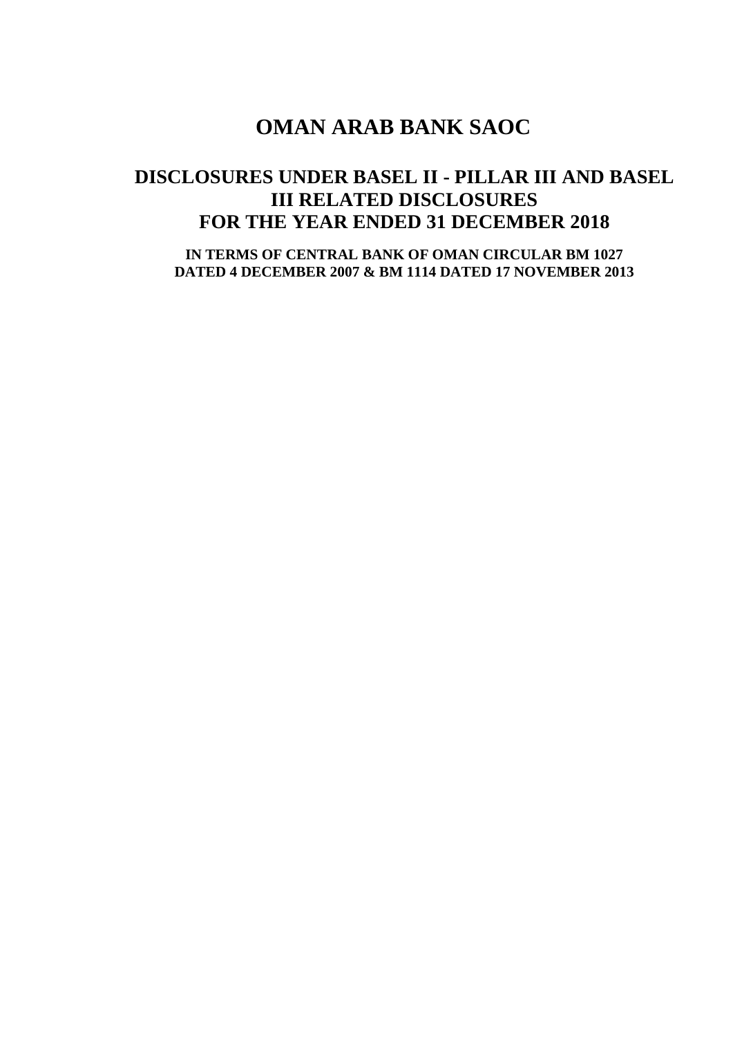# OMAN ARAB BANK SAOC

## DISCLOSURES UNDER BASEL II - PILLAR III AND BASEL III RELATED DISCLOSURES FOR THE YEAR ENDED 31 DECEMBER 2018

**IN TERMS OF CENTRAL BANK OF OMAN CIRCULAR BM 1027 DATED 4 DECEMBER 2007 & BM 1114 DATED 17 NOVEMBER 2013**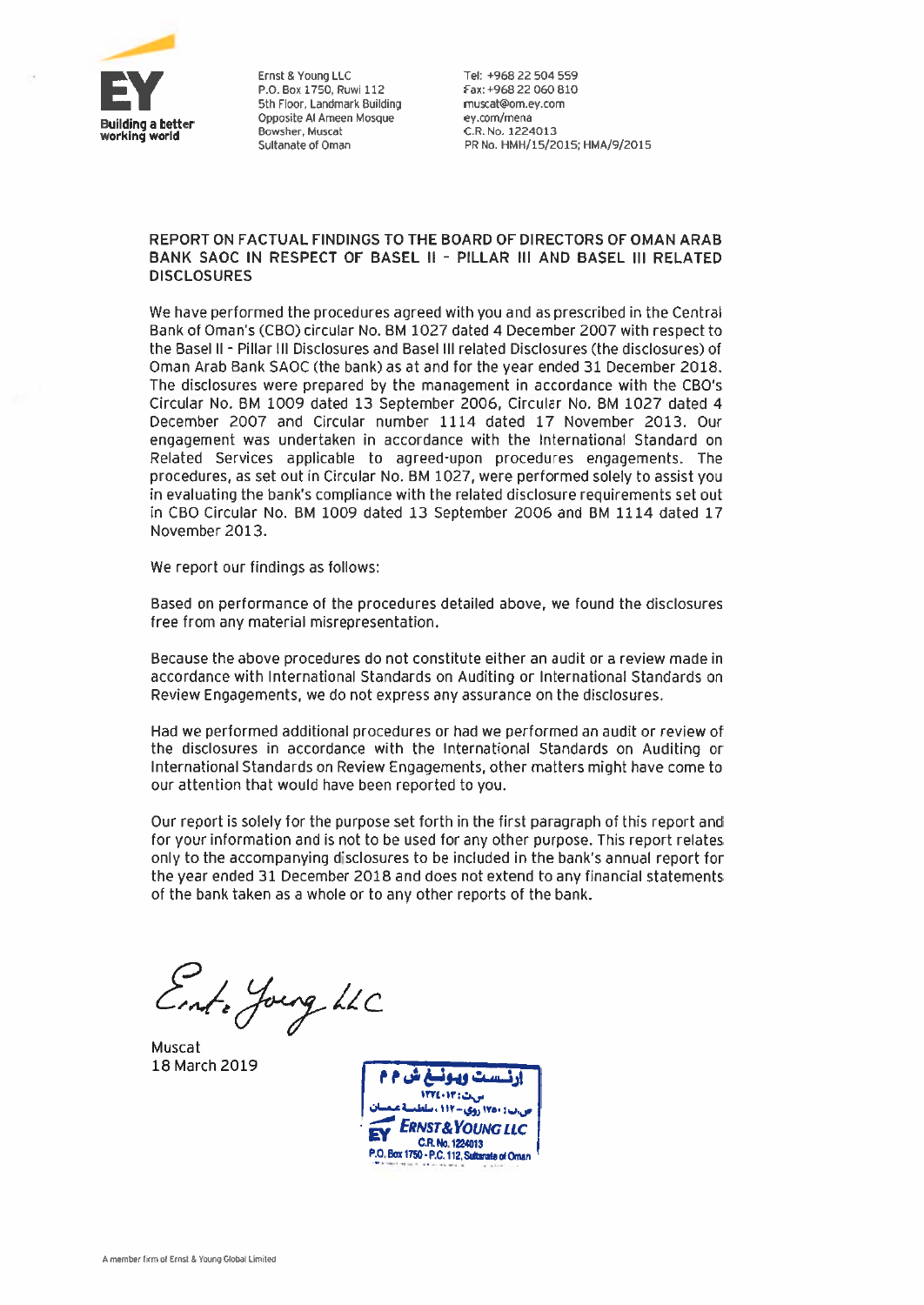Ernst & Young LLC
P.O. Box 1750, Ruwi 112
5th Floor, Landmark Building
Opposite Al Ameen Mosque
Bowsher, Muscat
Sultanate of Oman

Tel: +968 22 504 559
Fax: +968 22 060 810
muscat@om.ey.com
ey.com/mena
C.R. No. 1224013
PR No. HMH/15/2015; HMA/9/2015

## REPORT ON FACTUAL FINDINGS TO THE BOARD OF DIRECTORS OF OMAN ARAB BANK SAOC IN RESPECT OF BASEL II - PILLAR III AND BASEL III RELATED DISCLOSURES

We have performed the procedures agreed with you and as prescribed in the Central Bank of Oman's (CBO) circular No. BM 1027 dated 4 December 2007 with respect to the Basel II - Pillar III Disclosures and Basel III related Disclosures (the disclosures) of Oman Arab Bank SAOC (the bank) as at and for the year ended 31 December 2018. The disclosures were prepared by the management in accordance with the CBO's Circular No. BM 1009 dated 13 September 2006, Circular No. BM 1027 dated 4 December 2007 and Circular number 1114 dated 17 November 2013. Our engagement was undertaken in accordance with the International Standard on Related Services applicable to agreed-upon procedures engagements. The procedures, as set out in Circular No. BM 1027, were performed solely to assist you in evaluating the bank's compliance with the related disclosure requirements set out in CBO Circular No. BM 1009 dated 13 September 2006 and BM 1114 dated 17 November 2013.

We report our findings as follows:

Based on performance of the procedures detailed above, we found the disclosures free from any material misrepresentation.

Because the above procedures do not constitute either an audit or a review made in accordance with International Standards on Auditing or International Standards on Review Engagements, we do not express any assurance on the disclosures.

Had we performed additional procedures or had we performed an audit or review of the disclosures in accordance with the International Standards on Auditing or International Standards on Review Engagements, other matters might have come to our attention that would have been reported to you.

Our report is solely for the purpose set forth in the first paragraph of this report and for your information and is not to be used for any other purpose. This report relates only to the accompanying disclosures to be included in the bank's annual report for the year ended 31 December 2018 and does not extend to any financial statements of the bank taken as a whole or to any other reports of the bank.

Ernst & Young LLC

Muscat
18 March 2019

ERNST & YOUNG LLC
C.R. No. 1224013
P.O. Box 1750 - P.C. 112, Sultanate of Oman

A member firm of Ernst & Young Global Limited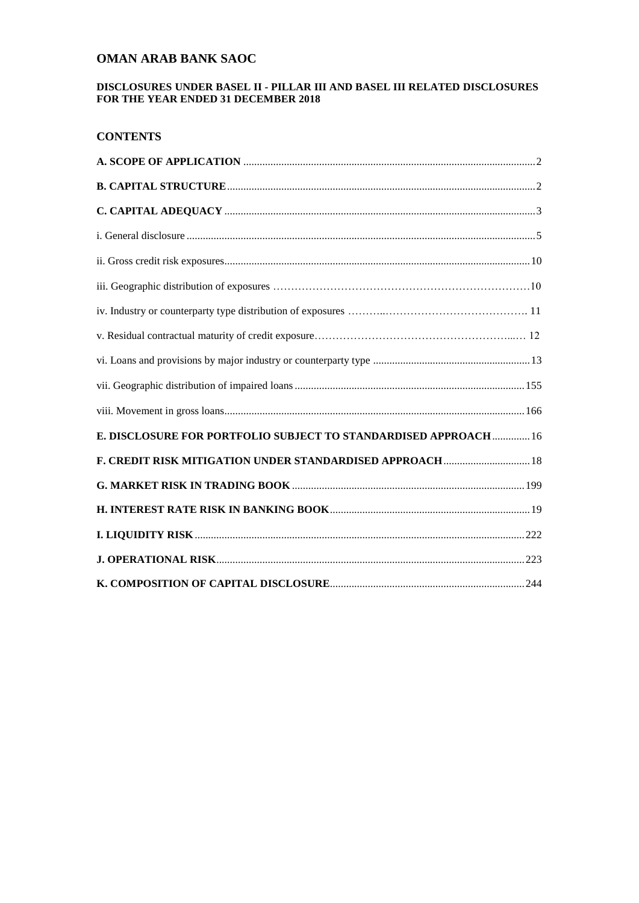# OMAN ARAB BANK SAOC

### DISCLOSURES UNDER BASEL II - PILLAR III AND BASEL III RELATED DISCLOSURES FOR THE YEAR ENDED 31 DECEMBER 2018

## CONTENTS

**A. SCOPE OF APPLICATION** .......... 2

**B. CAPITAL STRUCTURE** .......... 2

**C. CAPITAL ADEQUACY** .......... 3

i. General disclosure .......... 5

ii. Gross credit risk exposures .......... 10

iii. Geographic distribution of exposures .......... 10

iv. Industry or counterparty type distribution of exposures .......... 11

v. Residual contractual maturity of credit exposure .......... 12

vi. Loans and provisions by major industry or counterparty type .......... 13

vii. Geographic distribution of impaired loans .......... 155

viii. Movement in gross loans .......... 166

**E. DISCLOSURE FOR PORTFOLIO SUBJECT TO STANDARDISED APPROACH** .......... 16

**F. CREDIT RISK MITIGATION UNDER STANDARDISED APPROACH** .......... 18

**G. MARKET RISK IN TRADING BOOK** .......... 199

**H. INTEREST RATE RISK IN BANKING BOOK** .......... 19

**I. LIQUIDITY RISK** .......... 222

**J. OPERATIONAL RISK** .......... 223

**K. COMPOSITION OF CAPITAL DISCLOSURE** .......... 244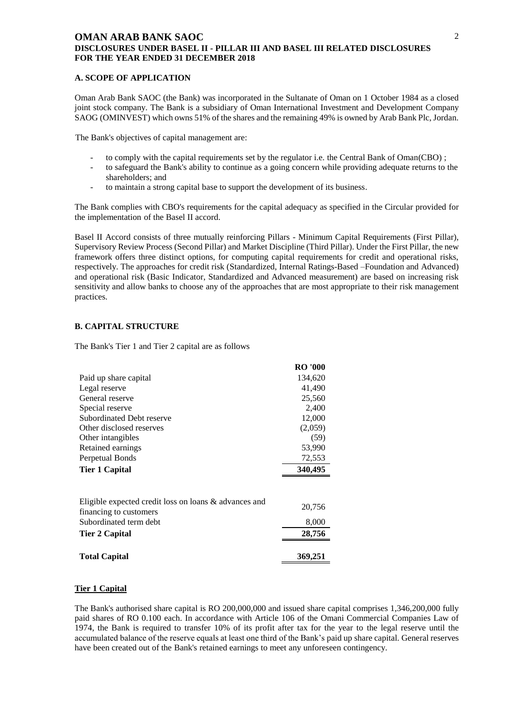## A. SCOPE OF APPLICATION

Oman Arab Bank SAOC (the Bank) was incorporated in the Sultanate of Oman on 1 October 1984 as a closed joint stock company. The Bank is a subsidiary of Oman International Investment and Development Company SAOG (OMINVEST) which owns 51% of the shares and the remaining 49% is owned by Arab Bank Plc, Jordan.

The Bank's objectives of capital management are:

- to comply with the capital requirements set by the regulator i.e. the Central Bank of Oman(CBO) ;
- to safeguard the Bank's ability to continue as a going concern while providing adequate returns to the shareholders; and
- to maintain a strong capital base to support the development of its business.

The Bank complies with CBO's requirements for the capital adequacy as specified in the Circular provided for the implementation of the Basel II accord.

Basel II Accord consists of three mutually reinforcing Pillars - Minimum Capital Requirements (First Pillar), Supervisory Review Process (Second Pillar) and Market Discipline (Third Pillar). Under the First Pillar, the new framework offers three distinct options, for computing capital requirements for credit and operational risks, respectively. The approaches for credit risk (Standardized, Internal Ratings-Based –Foundation and Advanced) and operational risk (Basic Indicator, Standardized and Advanced measurement) are based on increasing risk sensitivity and allow banks to choose any of the approaches that are most appropriate to their risk management practices.

## B. CAPITAL STRUCTURE

The Bank's Tier 1 and Tier 2 capital are as follows

| | RO '000 |
|---|---|
| Paid up share capital | 134,620 |
| Legal reserve | 41,490 |
| General reserve | 25,560 |
| Special reserve | 2,400 |
| Subordinated Debt reserve | 12,000 |
| Other disclosed reserves | (2,059) |
| Other intangibles | (59) |
| Retained earnings | 53,990 |
| Perpetual Bonds | 72,553 |
| **Tier 1 Capital** | **340,495** |
| | |
| Eligible expected credit loss on loans & advances and financing to customers | 20,756 |
| Subordinated term debt | 8,000 |
| **Tier 2 Capital** | **28,756** |
| | |
| **Total Capital** | **369,251** |

**Tier 1 Capital**

The Bank's authorised share capital is RO 200,000,000 and issued share capital comprises 1,346,200,000 fully paid shares of RO 0.100 each. In accordance with Article 106 of the Omani Commercial Companies Law of 1974, the Bank is required to transfer 10% of its profit after tax for the year to the legal reserve until the accumulated balance of the reserve equals at least one third of the Bank's paid up share capital. General reserves have been created out of the Bank's retained earnings to meet any unforeseen contingency.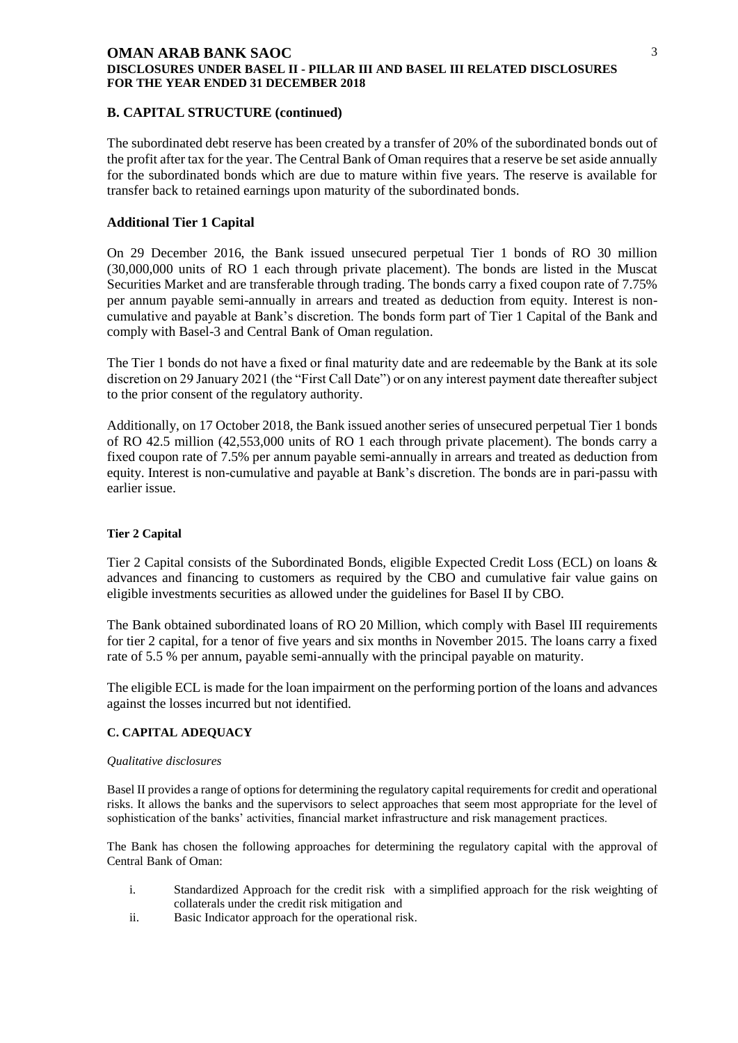## B. CAPITAL STRUCTURE (continued)

The subordinated debt reserve has been created by a transfer of 20% of the subordinated bonds out of the profit after tax for the year. The Central Bank of Oman requires that a reserve be set aside annually for the subordinated bonds which are due to mature within five years. The reserve is available for transfer back to retained earnings upon maturity of the subordinated bonds.

### Additional Tier 1 Capital

On 29 December 2016, the Bank issued unsecured perpetual Tier 1 bonds of RO 30 million (30,000,000 units of RO 1 each through private placement). The bonds are listed in the Muscat Securities Market and are transferable through trading. The bonds carry a fixed coupon rate of 7.75% per annum payable semi-annually in arrears and treated as deduction from equity. Interest is non-cumulative and payable at Bank's discretion. The bonds form part of Tier 1 Capital of the Bank and comply with Basel-3 and Central Bank of Oman regulation.

The Tier 1 bonds do not have a fixed or final maturity date and are redeemable by the Bank at its sole discretion on 29 January 2021 (the "First Call Date") or on any interest payment date thereafter subject to the prior consent of the regulatory authority.

Additionally, on 17 October 2018, the Bank issued another series of unsecured perpetual Tier 1 bonds of RO 42.5 million (42,553,000 units of RO 1 each through private placement). The bonds carry a fixed coupon rate of 7.5% per annum payable semi-annually in arrears and treated as deduction from equity. Interest is non-cumulative and payable at Bank's discretion. The bonds are in pari-passu with earlier issue.

#### Tier 2 Capital

Tier 2 Capital consists of the Subordinated Bonds, eligible Expected Credit Loss (ECL) on loans & advances and financing to customers as required by the CBO and cumulative fair value gains on eligible investments securities as allowed under the guidelines for Basel II by CBO.

The Bank obtained subordinated loans of RO 20 Million, which comply with Basel III requirements for tier 2 capital, for a tenor of five years and six months in November 2015. The loans carry a fixed rate of 5.5 % per annum, payable semi-annually with the principal payable on maturity.

The eligible ECL is made for the loan impairment on the performing portion of the loans and advances against the losses incurred but not identified.

#### C. CAPITAL ADEQUACY

*Qualitative disclosures*

Basel II provides a range of options for determining the regulatory capital requirements for credit and operational risks. It allows the banks and the supervisors to select approaches that seem most appropriate for the level of sophistication of the banks' activities, financial market infrastructure and risk management practices.

The Bank has chosen the following approaches for determining the regulatory capital with the approval of Central Bank of Oman:

i. Standardized Approach for the credit risk with a simplified approach for the risk weighting of collaterals under the credit risk mitigation and
ii. Basic Indicator approach for the operational risk.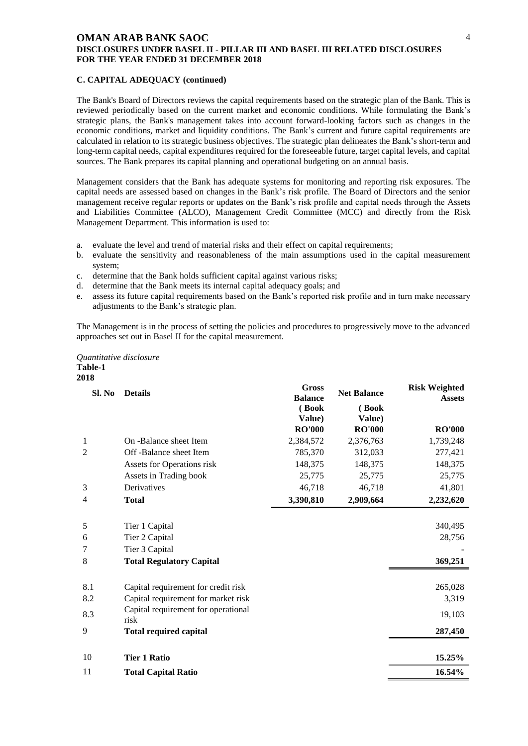### C. CAPITAL ADEQUACY (continued)

The Bank's Board of Directors reviews the capital requirements based on the strategic plan of the Bank. This is reviewed periodically based on the current market and economic conditions. While formulating the Bank's strategic plans, the Bank's management takes into account forward-looking factors such as changes in the economic conditions, market and liquidity conditions. The Bank's current and future capital requirements are calculated in relation to its strategic business objectives. The strategic plan delineates the Bank's short-term and long-term capital needs, capital expenditures required for the foreseeable future, target capital levels, and capital sources. The Bank prepares its capital planning and operational budgeting on an annual basis.

Management considers that the Bank has adequate systems for monitoring and reporting risk exposures. The capital needs are assessed based on changes in the Bank's risk profile. The Board of Directors and the senior management receive regular reports or updates on the Bank's risk profile and capital needs through the Assets and Liabilities Committee (ALCO), Management Credit Committee (MCC) and directly from the Risk Management Department. This information is used to:

a. evaluate the level and trend of material risks and their effect on capital requirements;
b. evaluate the sensitivity and reasonableness of the main assumptions used in the capital measurement system;
c. determine that the Bank holds sufficient capital against various risks;
d. determine that the Bank meets its internal capital adequacy goals; and
e. assess its future capital requirements based on the Bank's reported risk profile and in turn make necessary adjustments to the Bank's strategic plan.

The Management is in the process of setting the policies and procedures to progressively move to the advanced approaches set out in Basel II for the capital measurement.

*Quantitative disclosure*

**Table-1**

**2018**

| Sl. No | Details | Gross Balance (Book Value) RO'000 | Net Balance (Book Value) RO'000 | Risk Weighted Assets RO'000 |
|---|---|---|---|---|
| 1 | On -Balance sheet Item | 2,384,572 | 2,376,763 | 1,739,248 |
| 2 | Off -Balance sheet Item | 785,370 | 312,033 | 277,421 |
| | Assets for Operations risk | 148,375 | 148,375 | 148,375 |
| | Assets in Trading book | 25,775 | 25,775 | 25,775 |
| 3 | Derivatives | 46,718 | 46,718 | 41,801 |
| 4 | **Total** | **3,390,810** | **2,909,664** | **2,232,620** |
| 5 | Tier 1 Capital | | | 340,495 |
| 6 | Tier 2 Capital | | | 28,756 |
| 7 | Tier 3 Capital | | | - |
| 8 | **Total Regulatory Capital** | | | **369,251** |
| 8.1 | Capital requirement for credit risk | | | 265,028 |
| 8.2 | Capital requirement for market risk | | | 3,319 |
| 8.3 | Capital requirement for operational risk | | | 19,103 |
| 9 | **Total required capital** | | | **287,450** |
| 10 | **Tier 1 Ratio** | | | **15.25%** |
| 11 | **Total Capital Ratio** | | | **16.54%** |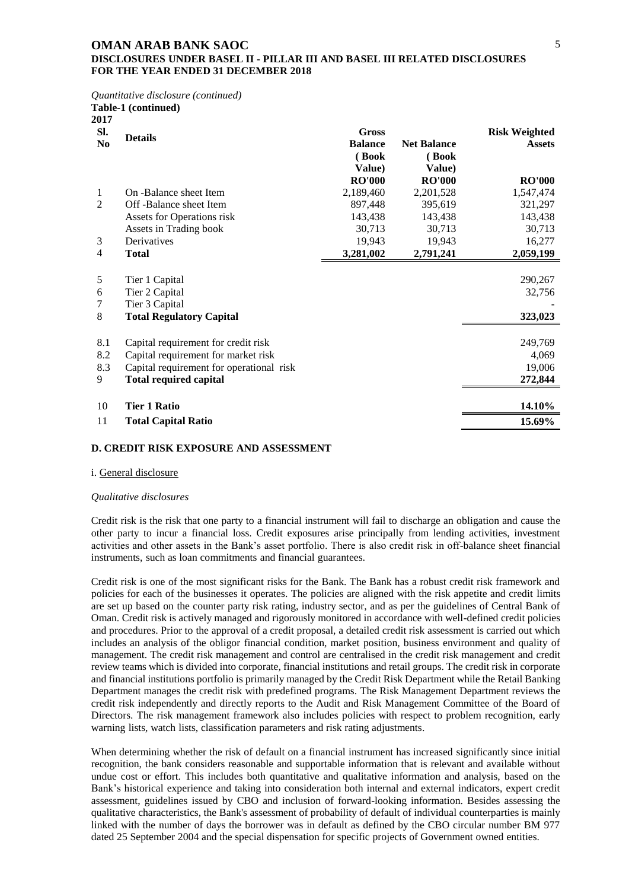*Quantitative disclosure (continued)*

**Table-1 (continued)**

**2017**

| Sl. No | Details | Gross Balance (Book Value) RO'000 | Net Balance (Book Value) RO'000 | Risk Weighted Assets RO'000 |
|---|---|---|---|---|
| 1 | On -Balance sheet Item | 2,189,460 | 2,201,528 | 1,547,474 |
| 2 | Off -Balance sheet Item | 897,448 | 395,619 | 321,297 |
| | Assets for Operations risk | 143,438 | 143,438 | 143,438 |
| | Assets in Trading book | 30,713 | 30,713 | 30,713 |
| 3 | Derivatives | 19,943 | 19,943 | 16,277 |
| 4 | **Total** | **3,281,002** | **2,791,241** | **2,059,199** |
| 5 | Tier 1 Capital | | | 290,267 |
| 6 | Tier 2 Capital | | | 32,756 |
| 7 | Tier 3 Capital | | | - |
| 8 | **Total Regulatory Capital** | | | **323,023** |
| 8.1 | Capital requirement for credit risk | | | 249,769 |
| 8.2 | Capital requirement for market risk | | | 4,069 |
| 8.3 | Capital requirement for operational risk | | | 19,006 |
| 9 | **Total required capital** | | | **272,844** |
| 10 | **Tier 1 Ratio** | | | **14.10%** |
| 11 | **Total Capital Ratio** | | | **15.69%** |

## D. CREDIT RISK EXPOSURE AND ASSESSMENT

i. General disclosure

*Qualitative disclosures*

Credit risk is the risk that one party to a financial instrument will fail to discharge an obligation and cause the other party to incur a financial loss. Credit exposures arise principally from lending activities, investment activities and other assets in the Bank's asset portfolio. There is also credit risk in off-balance sheet financial instruments, such as loan commitments and financial guarantees.

Credit risk is one of the most significant risks for the Bank. The Bank has a robust credit risk framework and policies for each of the businesses it operates. The policies are aligned with the risk appetite and credit limits are set up based on the counter party risk rating, industry sector, and as per the guidelines of Central Bank of Oman. Credit risk is actively managed and rigorously monitored in accordance with well-defined credit policies and procedures. Prior to the approval of a credit proposal, a detailed credit risk assessment is carried out which includes an analysis of the obligor financial condition, market position, business environment and quality of management. The credit risk management and control are centralised in the credit risk management and credit review teams which is divided into corporate, financial institutions and retail groups. The credit risk in corporate and financial institutions portfolio is primarily managed by the Credit Risk Department while the Retail Banking Department manages the credit risk with predefined programs. The Risk Management Department reviews the credit risk independently and directly reports to the Audit and Risk Management Committee of the Board of Directors. The risk management framework also includes policies with respect to problem recognition, early warning lists, watch lists, classification parameters and risk rating adjustments.

When determining whether the risk of default on a financial instrument has increased significantly since initial recognition, the bank considers reasonable and supportable information that is relevant and available without undue cost or effort. This includes both quantitative and qualitative information and analysis, based on the Bank's historical experience and taking into consideration both internal and external indicators, expert credit assessment, guidelines issued by CBO and inclusion of forward-looking information. Besides assessing the qualitative characteristics, the Bank's assessment of probability of default of individual counterparties is mainly linked with the number of days the borrower was in default as defined by the CBO circular number BM 977 dated 25 September 2004 and the special dispensation for specific projects of Government owned entities.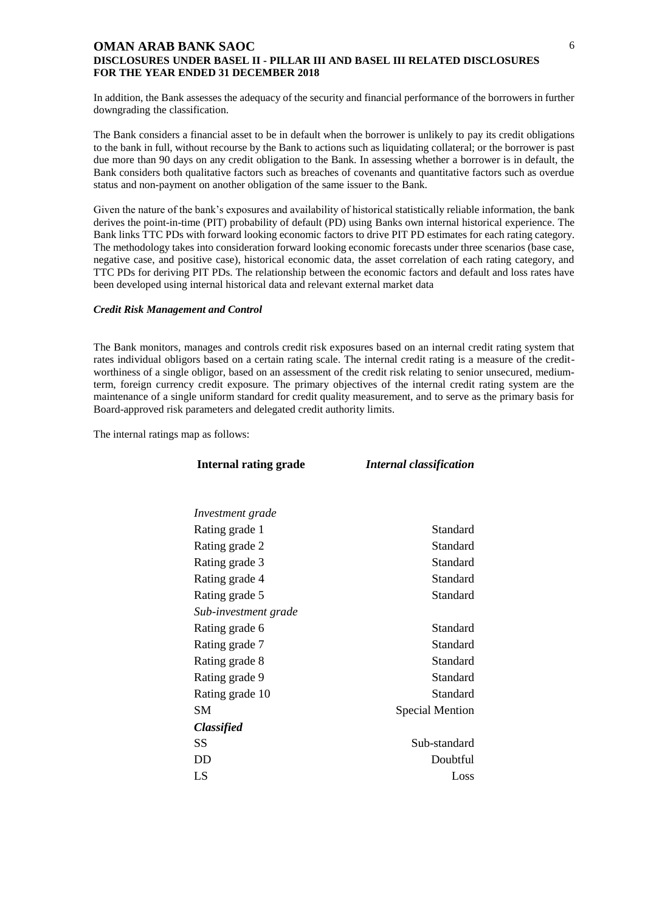In addition, the Bank assesses the adequacy of the security and financial performance of the borrowers in further downgrading the classification.

The Bank considers a financial asset to be in default when the borrower is unlikely to pay its credit obligations to the bank in full, without recourse by the Bank to actions such as liquidating collateral; or the borrower is past due more than 90 days on any credit obligation to the Bank. In assessing whether a borrower is in default, the Bank considers both qualitative factors such as breaches of covenants and quantitative factors such as overdue status and non-payment on another obligation of the same issuer to the Bank.

Given the nature of the bank's exposures and availability of historical statistically reliable information, the bank derives the point-in-time (PIT) probability of default (PD) using Banks own internal historical experience. The Bank links TTC PDs with forward looking economic factors to drive PIT PD estimates for each rating category. The methodology takes into consideration forward looking economic forecasts under three scenarios (base case, negative case, and positive case), historical economic data, the asset correlation of each rating category, and TTC PDs for deriving PIT PDs. The relationship between the economic factors and default and loss rates have been developed using internal historical data and relevant external market data

***Credit Risk Management and Control***

The Bank monitors, manages and controls credit risk exposures based on an internal credit rating system that rates individual obligors based on a certain rating scale. The internal credit rating is a measure of the credit-worthiness of a single obligor, based on an assessment of the credit risk relating to senior unsecured, medium-term, foreign currency credit exposure. The primary objectives of the internal credit rating system are the maintenance of a single uniform standard for credit quality measurement, and to serve as the primary basis for Board-approved risk parameters and delegated credit authority limits.

The internal ratings map as follows:

| **Internal rating grade** | ***Internal classification*** |
|---|---|
| *Investment grade* | |
| Rating grade 1 | Standard |
| Rating grade 2 | Standard |
| Rating grade 3 | Standard |
| Rating grade 4 | Standard |
| Rating grade 5 | Standard |
| *Sub-investment grade* | |
| Rating grade 6 | Standard |
| Rating grade 7 | Standard |
| Rating grade 8 | Standard |
| Rating grade 9 | Standard |
| Rating grade 10 | Standard |
| SM | Special Mention |
| ***Classified*** | |
| SS | Sub-standard |
| DD | Doubtful |
| LS | Loss |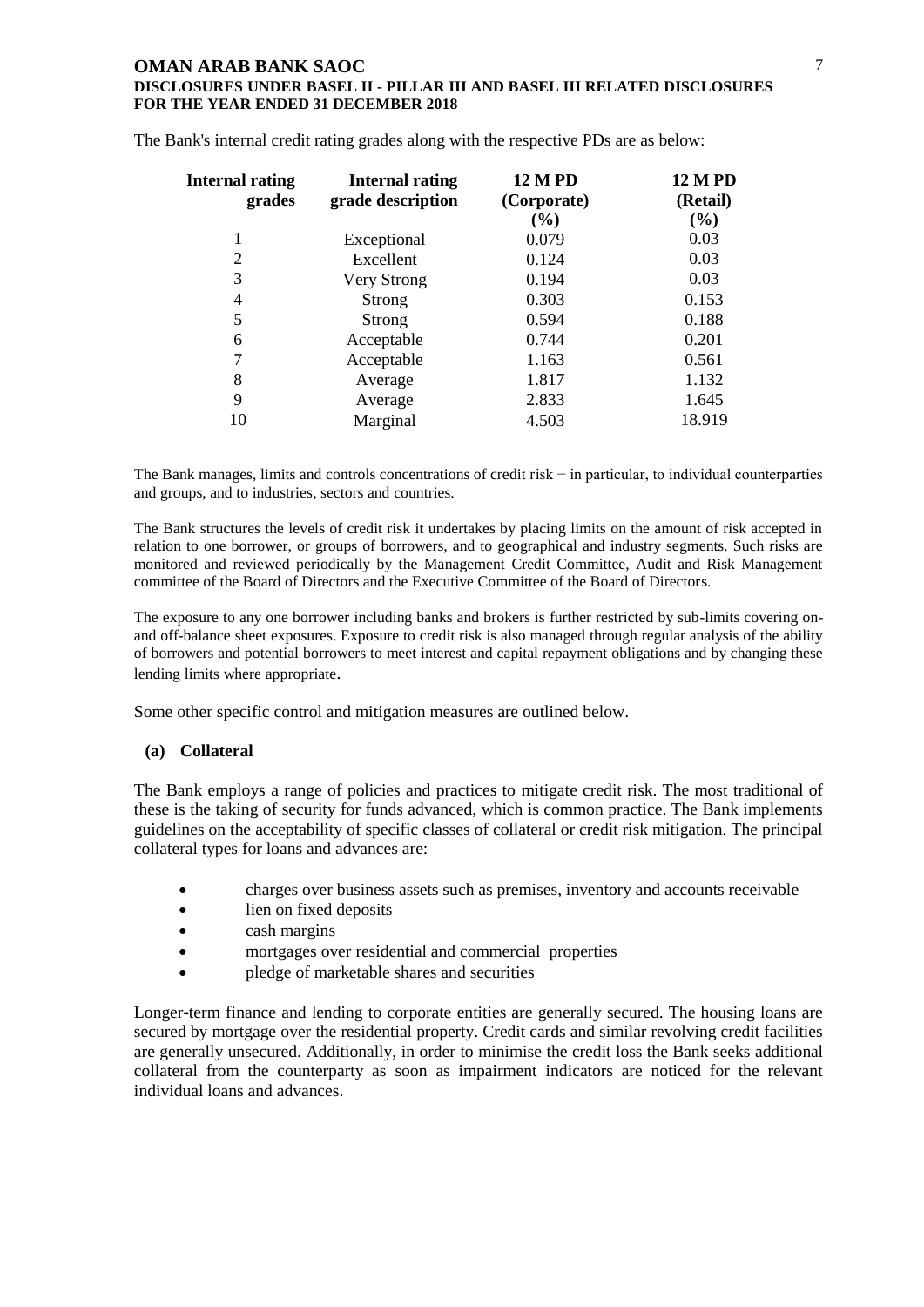The Bank's internal credit rating grades along with the respective PDs are as below:

| Internal rating grades | Internal rating grade description | 12 M PD (Corporate) (%) | 12 M PD (Retail) (%) |
|---|---|---|---|
| 1 | Exceptional | 0.079 | 0.03 |
| 2 | Excellent | 0.124 | 0.03 |
| 3 | Very Strong | 0.194 | 0.03 |
| 4 | Strong | 0.303 | 0.153 |
| 5 | Strong | 0.594 | 0.188 |
| 6 | Acceptable | 0.744 | 0.201 |
| 7 | Acceptable | 1.163 | 0.561 |
| 8 | Average | 1.817 | 1.132 |
| 9 | Average | 2.833 | 1.645 |
| 10 | Marginal | 4.503 | 18.919 |

The Bank manages, limits and controls concentrations of credit risk − in particular, to individual counterparties and groups, and to industries, sectors and countries.

The Bank structures the levels of credit risk it undertakes by placing limits on the amount of risk accepted in relation to one borrower, or groups of borrowers, and to geographical and industry segments. Such risks are monitored and reviewed periodically by the Management Credit Committee, Audit and Risk Management committee of the Board of Directors and the Executive Committee of the Board of Directors.

The exposure to any one borrower including banks and brokers is further restricted by sub-limits covering on- and off-balance sheet exposures. Exposure to credit risk is also managed through regular analysis of the ability of borrowers and potential borrowers to meet interest and capital repayment obligations and by changing these lending limits where appropriate.

Some other specific control and mitigation measures are outlined below.

**(a) Collateral**

The Bank employs a range of policies and practices to mitigate credit risk. The most traditional of these is the taking of security for funds advanced, which is common practice. The Bank implements guidelines on the acceptability of specific classes of collateral or credit risk mitigation. The principal collateral types for loans and advances are:

- charges over business assets such as premises, inventory and accounts receivable
- lien on fixed deposits
- cash margins
- mortgages over residential and commercial properties
- pledge of marketable shares and securities

Longer-term finance and lending to corporate entities are generally secured. The housing loans are secured by mortgage over the residential property. Credit cards and similar revolving credit facilities are generally unsecured. Additionally, in order to minimise the credit loss the Bank seeks additional collateral from the counterparty as soon as impairment indicators are noticed for the relevant individual loans and advances.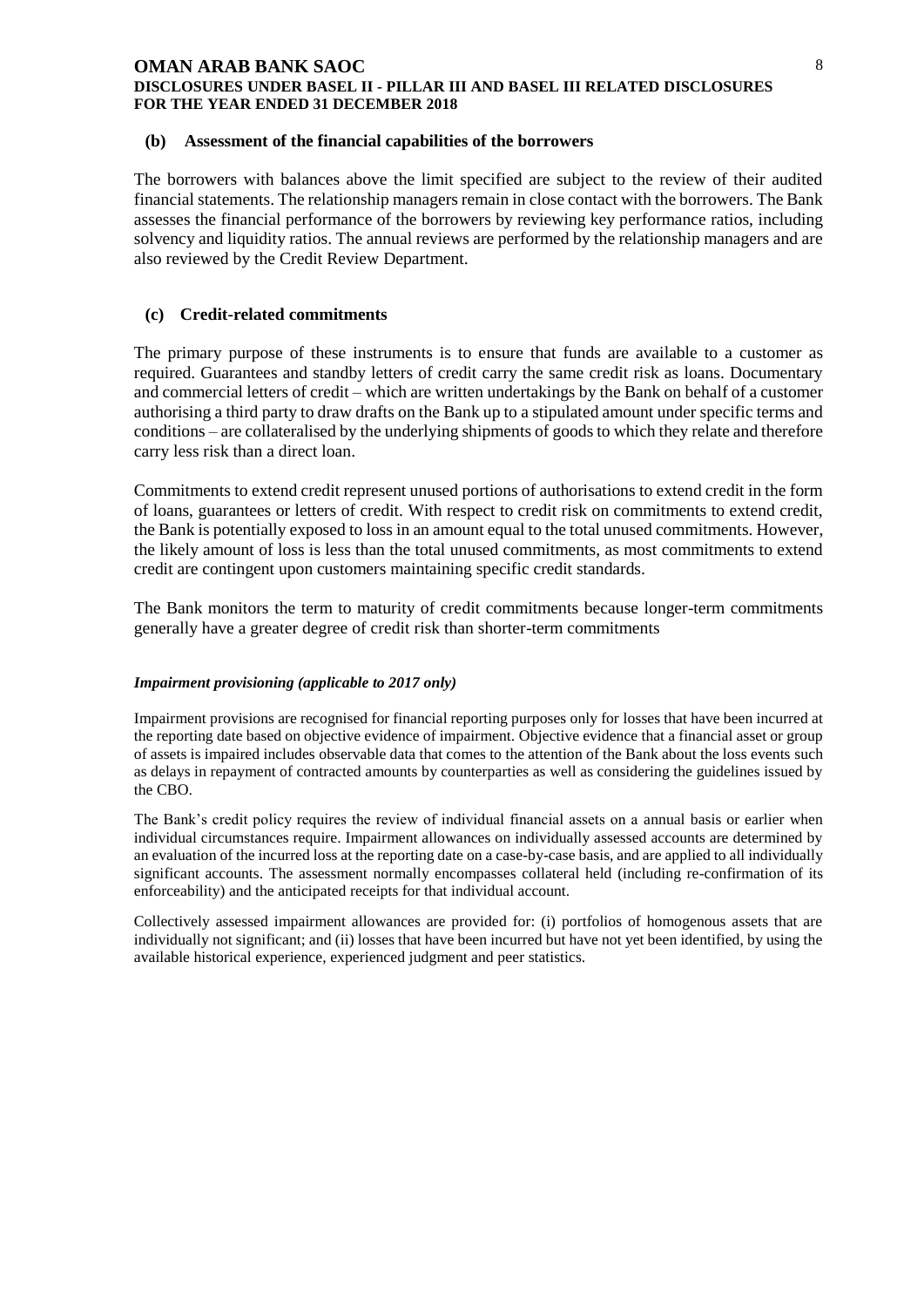### (b) Assessment of the financial capabilities of the borrowers

The borrowers with balances above the limit specified are subject to the review of their audited financial statements. The relationship managers remain in close contact with the borrowers. The Bank assesses the financial performance of the borrowers by reviewing key performance ratios, including solvency and liquidity ratios. The annual reviews are performed by the relationship managers and are also reviewed by the Credit Review Department.

### (c) Credit-related commitments

The primary purpose of these instruments is to ensure that funds are available to a customer as required. Guarantees and standby letters of credit carry the same credit risk as loans. Documentary and commercial letters of credit – which are written undertakings by the Bank on behalf of a customer authorising a third party to draw drafts on the Bank up to a stipulated amount under specific terms and conditions – are collateralised by the underlying shipments of goods to which they relate and therefore carry less risk than a direct loan.

Commitments to extend credit represent unused portions of authorisations to extend credit in the form of loans, guarantees or letters of credit. With respect to credit risk on commitments to extend credit, the Bank is potentially exposed to loss in an amount equal to the total unused commitments. However, the likely amount of loss is less than the total unused commitments, as most commitments to extend credit are contingent upon customers maintaining specific credit standards.

The Bank monitors the term to maturity of credit commitments because longer-term commitments generally have a greater degree of credit risk than shorter-term commitments

***Impairment provisioning (applicable to 2017 only)***

Impairment provisions are recognised for financial reporting purposes only for losses that have been incurred at the reporting date based on objective evidence of impairment. Objective evidence that a financial asset or group of assets is impaired includes observable data that comes to the attention of the Bank about the loss events such as delays in repayment of contracted amounts by counterparties as well as considering the guidelines issued by the CBO.

The Bank's credit policy requires the review of individual financial assets on a annual basis or earlier when individual circumstances require. Impairment allowances on individually assessed accounts are determined by an evaluation of the incurred loss at the reporting date on a case-by-case basis, and are applied to all individually significant accounts. The assessment normally encompasses collateral held (including re-confirmation of its enforceability) and the anticipated receipts for that individual account.

Collectively assessed impairment allowances are provided for: (i) portfolios of homogenous assets that are individually not significant; and (ii) losses that have been incurred but have not yet been identified, by using the available historical experience, experienced judgment and peer statistics.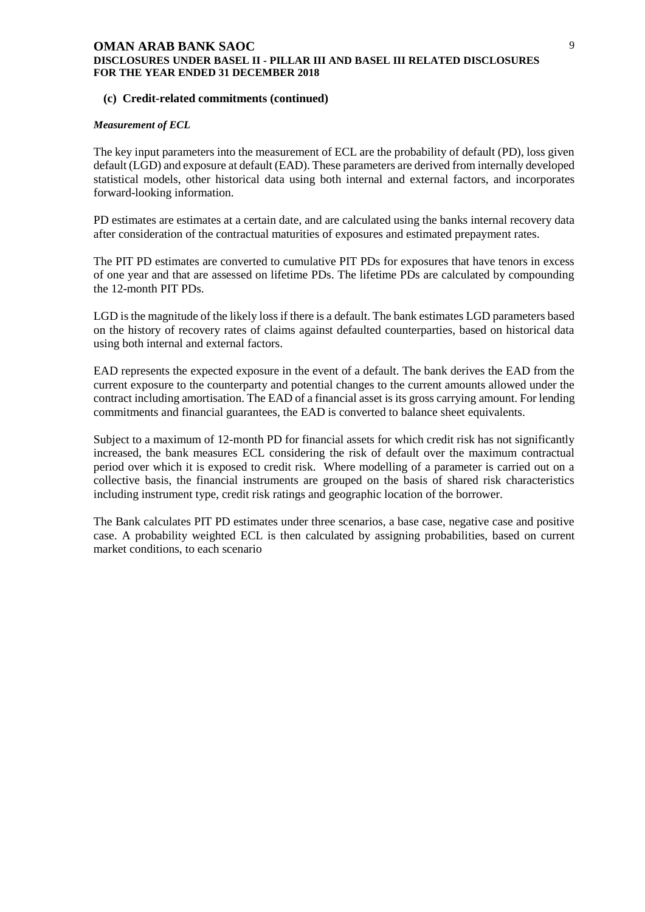### (c) Credit-related commitments (continued)

***Measurement of ECL***

The key input parameters into the measurement of ECL are the probability of default (PD), loss given default (LGD) and exposure at default (EAD). These parameters are derived from internally developed statistical models, other historical data using both internal and external factors, and incorporates forward-looking information.

PD estimates are estimates at a certain date, and are calculated using the banks internal recovery data after consideration of the contractual maturities of exposures and estimated prepayment rates.

The PIT PD estimates are converted to cumulative PIT PDs for exposures that have tenors in excess of one year and that are assessed on lifetime PDs. The lifetime PDs are calculated by compounding the 12-month PIT PDs.

LGD is the magnitude of the likely loss if there is a default. The bank estimates LGD parameters based on the history of recovery rates of claims against defaulted counterparties, based on historical data using both internal and external factors.

EAD represents the expected exposure in the event of a default. The bank derives the EAD from the current exposure to the counterparty and potential changes to the current amounts allowed under the contract including amortisation. The EAD of a financial asset is its gross carrying amount. For lending commitments and financial guarantees, the EAD is converted to balance sheet equivalents.

Subject to a maximum of 12-month PD for financial assets for which credit risk has not significantly increased, the bank measures ECL considering the risk of default over the maximum contractual period over which it is exposed to credit risk. Where modelling of a parameter is carried out on a collective basis, the financial instruments are grouped on the basis of shared risk characteristics including instrument type, credit risk ratings and geographic location of the borrower.

The Bank calculates PIT PD estimates under three scenarios, a base case, negative case and positive case. A probability weighted ECL is then calculated by assigning probabilities, based on current market conditions, to each scenario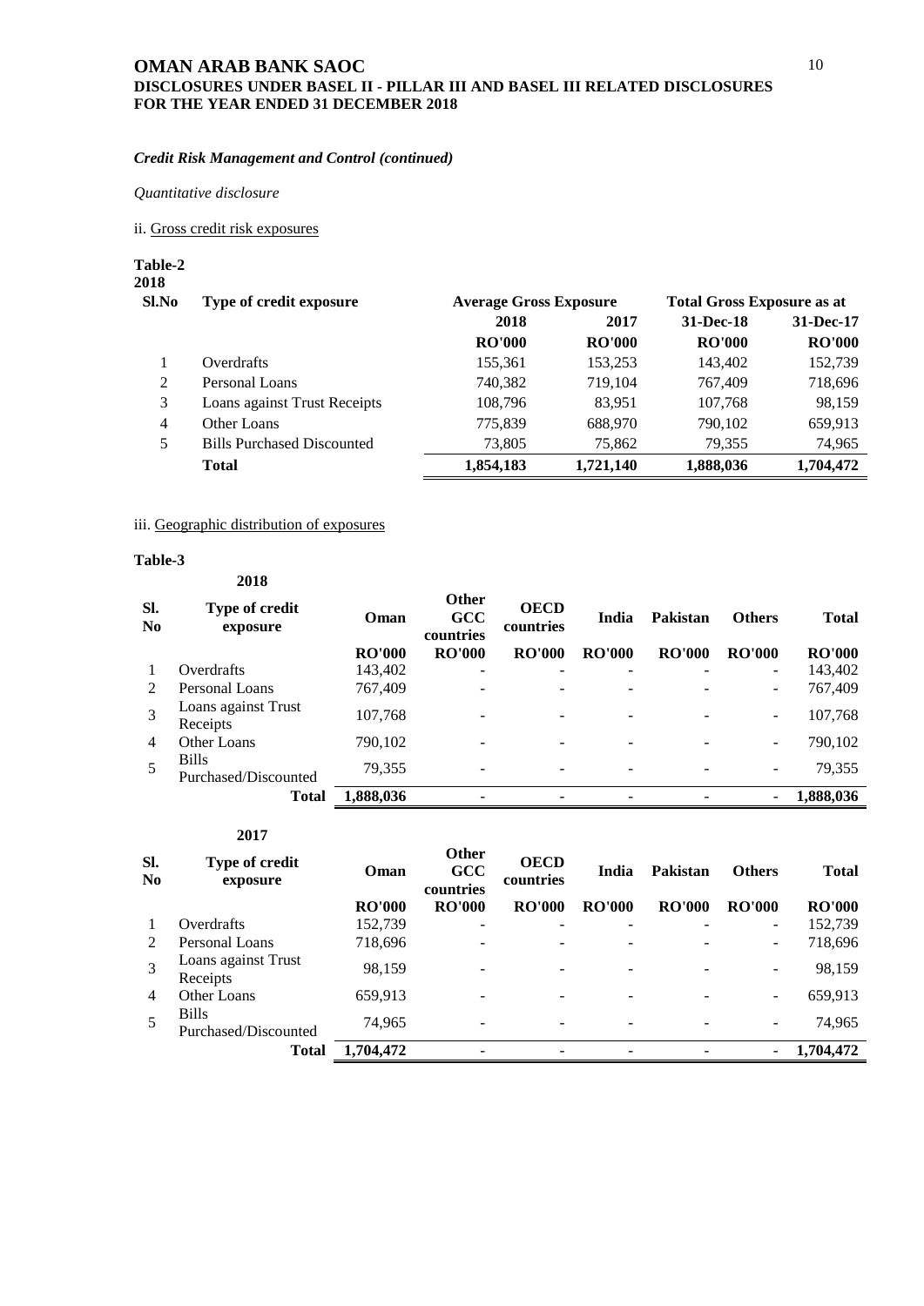*Credit Risk Management and Control (continued)*

*Quantitative disclosure*

ii. Gross credit risk exposures

**Table-2**
**2018**

| Sl.No | Type of credit exposure | Average Gross Exposure | | Total Gross Exposure as at | |
|---|---|---|---|---|---|
| | | **2018** | **2017** | **31-Dec-18** | **31-Dec-17** |
| | | **RO'000** | **RO'000** | **RO'000** | **RO'000** |
| 1 | Overdrafts | 155,361 | 153,253 | 143,402 | 152,739 |
| 2 | Personal Loans | 740,382 | 719,104 | 767,409 | 718,696 |
| 3 | Loans against Trust Receipts | 108,796 | 83,951 | 107,768 | 98,159 |
| 4 | Other Loans | 775,839 | 688,970 | 790,102 | 659,913 |
| 5 | Bills Purchased Discounted | 73,805 | 75,862 | 79,355 | 74,965 |
| | **Total** | **1,854,183** | **1,721,140** | **1,888,036** | **1,704,472** |

iii. Geographic distribution of exposures

**Table-3**

**2018**

| Sl. No | Type of credit exposure | Oman | Other GCC countries | OECD countries | India | Pakistan | Others | Total |
|---|---|---|---|---|---|---|---|---|
| | | **RO'000** | **RO'000** | **RO'000** | **RO'000** | **RO'000** | **RO'000** | **RO'000** |
| 1 | Overdrafts | 143,402 | - | - | - | - | - | 143,402 |
| 2 | Personal Loans | 767,409 | - | - | - | - | - | 767,409 |
| 3 | Loans against Trust Receipts | 107,768 | - | - | - | - | - | 107,768 |
| 4 | Other Loans | 790,102 | - | - | - | - | - | 790,102 |
| 5 | Bills Purchased/Discounted | 79,355 | - | - | - | - | - | 79,355 |
| | **Total** | **1,888,036** | **-** | **-** | **-** | **-** | **-** | **1,888,036** |

**2017**

| Sl. No | Type of credit exposure | Oman | Other GCC countries | OECD countries | India | Pakistan | Others | Total |
|---|---|---|---|---|---|---|---|---|
| | | **RO'000** | **RO'000** | **RO'000** | **RO'000** | **RO'000** | **RO'000** | **RO'000** |
| 1 | Overdrafts | 152,739 | - | - | - | - | - | 152,739 |
| 2 | Personal Loans | 718,696 | - | - | - | - | - | 718,696 |
| 3 | Loans against Trust Receipts | 98,159 | - | - | - | - | - | 98,159 |
| 4 | Other Loans | 659,913 | - | - | - | - | - | 659,913 |
| 5 | Bills Purchased/Discounted | 74,965 | - | - | - | - | - | 74,965 |
| | **Total** | **1,704,472** | **-** | **-** | **-** | **-** | **-** | **1,704,472** |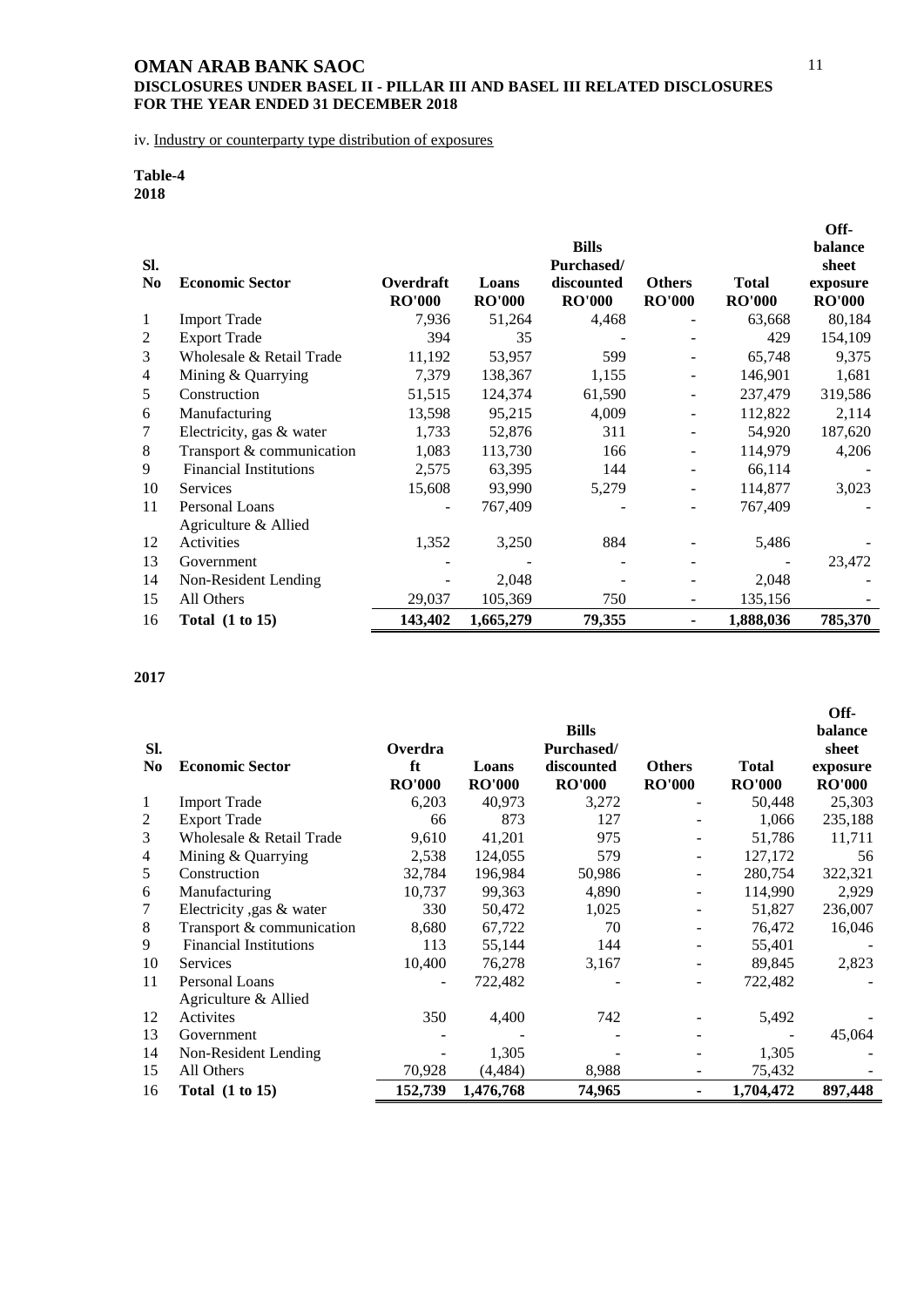# OMAN ARAB BANK SAOC

**DISCLOSURES UNDER BASEL II - PILLAR III AND BASEL III RELATED DISCLOSURES**
**FOR THE YEAR ENDED 31 DECEMBER 2018**

iv. Industry or counterparty type distribution of exposures

**Table-4**
**2018**

| Sl. No | Economic Sector | Overdraft RO'000 | Loans RO'000 | Bills Purchased/ discounted RO'000 | Others RO'000 | Total RO'000 | Off-balance sheet exposure RO'000 |
|---|---|---|---|---|---|---|---|
| 1 | Import Trade | 7,936 | 51,264 | 4,468 | - | 63,668 | 80,184 |
| 2 | Export Trade | 394 | 35 | - | - | 429 | 154,109 |
| 3 | Wholesale & Retail Trade | 11,192 | 53,957 | 599 | - | 65,748 | 9,375 |
| 4 | Mining & Quarrying | 7,379 | 138,367 | 1,155 | - | 146,901 | 1,681 |
| 5 | Construction | 51,515 | 124,374 | 61,590 | - | 237,479 | 319,586 |
| 6 | Manufacturing | 13,598 | 95,215 | 4,009 | - | 112,822 | 2,114 |
| 7 | Electricity, gas & water | 1,733 | 52,876 | 311 | - | 54,920 | 187,620 |
| 8 | Transport & communication | 1,083 | 113,730 | 166 | - | 114,979 | 4,206 |
| 9 | Financial Institutions | 2,575 | 63,395 | 144 | - | 66,114 | - |
| 10 | Services | 15,608 | 93,990 | 5,279 | - | 114,877 | 3,023 |
| 11 | Personal Loans | - | 767,409 | - | - | 767,409 | - |
| 12 | Agriculture & Allied Activities | 1,352 | 3,250 | 884 | - | 5,486 | - |
| 13 | Government | - | - | - | - | - | 23,472 |
| 14 | Non-Resident Lending | - | 2,048 | - | - | 2,048 | - |
| 15 | All Others | 29,037 | 105,369 | 750 | - | 135,156 | - |
| 16 | **Total (1 to 15)** | **143,402** | **1,665,279** | **79,355** | **-** | **1,888,036** | **785,370** |

**2017**

| Sl. No | Economic Sector | Overdraft RO'000 | Loans RO'000 | Bills Purchased/ discounted RO'000 | Others RO'000 | Total RO'000 | Off-balance sheet exposure RO'000 |
|---|---|---|---|---|---|---|---|
| 1 | Import Trade | 6,203 | 40,973 | 3,272 | - | 50,448 | 25,303 |
| 2 | Export Trade | 66 | 873 | 127 | - | 1,066 | 235,188 |
| 3 | Wholesale & Retail Trade | 9,610 | 41,201 | 975 | - | 51,786 | 11,711 |
| 4 | Mining & Quarrying | 2,538 | 124,055 | 579 | - | 127,172 | 56 |
| 5 | Construction | 32,784 | 196,984 | 50,986 | - | 280,754 | 322,321 |
| 6 | Manufacturing | 10,737 | 99,363 | 4,890 | - | 114,990 | 2,929 |
| 7 | Electricity ,gas & water | 330 | 50,472 | 1,025 | - | 51,827 | 236,007 |
| 8 | Transport & communication | 8,680 | 67,722 | 70 | - | 76,472 | 16,046 |
| 9 | Financial Institutions | 113 | 55,144 | 144 | - | 55,401 | - |
| 10 | Services | 10,400 | 76,278 | 3,167 | - | 89,845 | 2,823 |
| 11 | Personal Loans | - | 722,482 | - | - | 722,482 | - |
| 12 | Agriculture & Allied Activites | 350 | 4,400 | 742 | - | 5,492 | - |
| 13 | Government | - | - | - | - | - | 45,064 |
| 14 | Non-Resident Lending | - | 1,305 | - | - | 1,305 | - |
| 15 | All Others | 70,928 | (4,484) | 8,988 | - | 75,432 | - |
| 16 | **Total (1 to 15)** | **152,739** | **1,476,768** | **74,965** | **-** | **1,704,472** | **897,448** |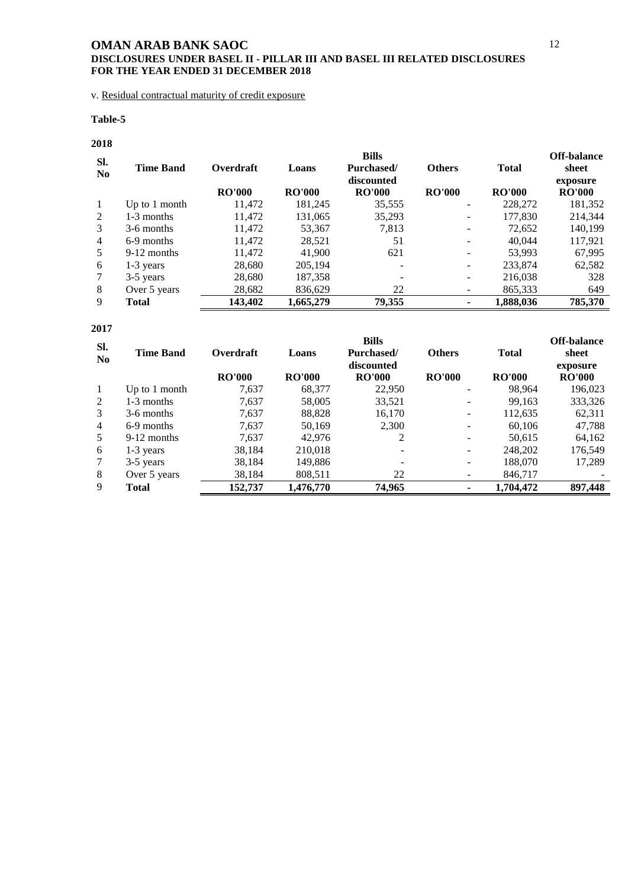v. Residual contractual maturity of credit exposure

**Table-5**

**2018**

| Sl. No | Time Band | Overdraft | Loans | Bills Purchased/ discounted | Others | Total | Off-balance sheet exposure |
|---|---|---|---|---|---|---|---|
| | | RO'000 | RO'000 | RO'000 | RO'000 | RO'000 | RO'000 |
| 1 | Up to 1 month | 11,472 | 181,245 | 35,555 | - | 228,272 | 181,352 |
| 2 | 1-3 months | 11,472 | 131,065 | 35,293 | - | 177,830 | 214,344 |
| 3 | 3-6 months | 11,472 | 53,367 | 7,813 | - | 72,652 | 140,199 |
| 4 | 6-9 months | 11,472 | 28,521 | 51 | - | 40,044 | 117,921 |
| 5 | 9-12 months | 11,472 | 41,900 | 621 | - | 53,993 | 67,995 |
| 6 | 1-3 years | 28,680 | 205,194 | - | - | 233,874 | 62,582 |
| 7 | 3-5 years | 28,680 | 187,358 | - | - | 216,038 | 328 |
| 8 | Over 5 years | 28,682 | 836,629 | 22 | - | 865,333 | 649 |
| 9 | **Total** | **143,402** | **1,665,279** | **79,355** | **-** | **1,888,036** | **785,370** |

**2017**

| Sl. No | Time Band | Overdraft | Loans | Bills Purchased/ discounted | Others | Total | Off-balance sheet exposure |
|---|---|---|---|---|---|---|---|
| | | RO'000 | RO'000 | RO'000 | RO'000 | RO'000 | RO'000 |
| 1 | Up to 1 month | 7,637 | 68,377 | 22,950 | - | 98,964 | 196,023 |
| 2 | 1-3 months | 7,637 | 58,005 | 33,521 | - | 99,163 | 333,326 |
| 3 | 3-6 months | 7,637 | 88,828 | 16,170 | - | 112,635 | 62,311 |
| 4 | 6-9 months | 7,637 | 50,169 | 2,300 | - | 60,106 | 47,788 |
| 5 | 9-12 months | 7,637 | 42,976 | 2 | - | 50,615 | 64,162 |
| 6 | 1-3 years | 38,184 | 210,018 | - | - | 248,202 | 176,549 |
| 7 | 3-5 years | 38,184 | 149,886 | - | - | 188,070 | 17,289 |
| 8 | Over 5 years | 38,184 | 808,511 | 22 | - | 846,717 | - |
| 9 | **Total** | **152,737** | **1,476,770** | **74,965** | **-** | **1,704,472** | **897,448** |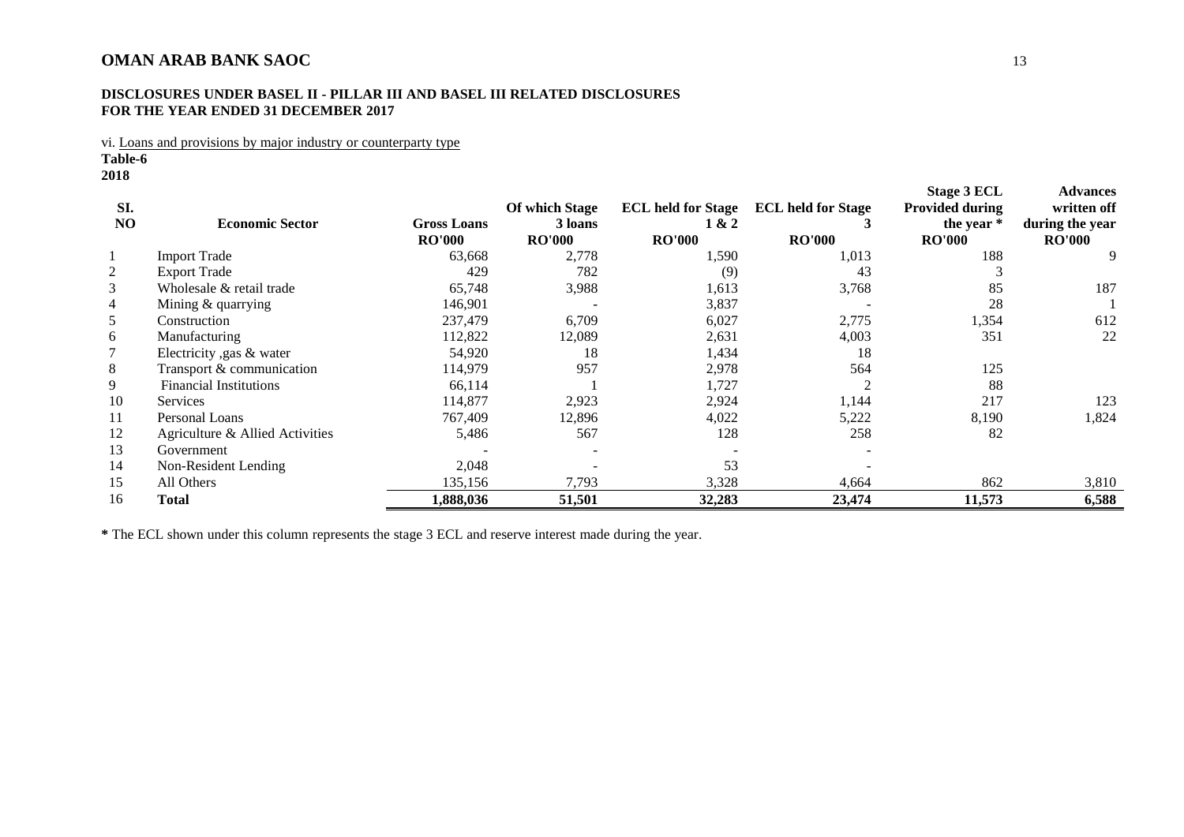## OMAN ARAB BANK SAOC

### DISCLOSURES UNDER BASEL II - PILLAR III AND BASEL III RELATED DISCLOSURES FOR THE YEAR ENDED 31 DECEMBER 2017

vi. Loans and provisions by major industry or counterparty type

**Table-6**

**2018**

| SI. NO | Economic Sector | Gross Loans | Of which Stage 3 loans | ECL held for Stage 1 & 2 | ECL held for Stage 3 | Stage 3 ECL Provided during the year * | Advances written off during the year |
|---|---|---|---|---|---|---|---|
| | | RO'000 | RO'000 | RO'000 | RO'000 | RO'000 | RO'000 |
| 1 | Import Trade | 63,668 | 2,778 | 1,590 | 1,013 | 188 | 9 |
| 2 | Export Trade | 429 | 782 | (9) | 43 | 3 | |
| 3 | Wholesale & retail trade | 65,748 | 3,988 | 1,613 | 3,768 | 85 | 187 |
| 4 | Mining & quarrying | 146,901 | - | 3,837 | - | 28 | 1 |
| 5 | Construction | 237,479 | 6,709 | 6,027 | 2,775 | 1,354 | 612 |
| 6 | Manufacturing | 112,822 | 12,089 | 2,631 | 4,003 | 351 | 22 |
| 7 | Electricity ,gas & water | 54,920 | 18 | 1,434 | 18 | | |
| 8 | Transport & communication | 114,979 | 957 | 2,978 | 564 | 125 | |
| 9 | Financial Institutions | 66,114 | 1 | 1,727 | 2 | 88 | |
| 10 | Services | 114,877 | 2,923 | 2,924 | 1,144 | 217 | 123 |
| 11 | Personal Loans | 767,409 | 12,896 | 4,022 | 5,222 | 8,190 | 1,824 |
| 12 | Agriculture & Allied Activities | 5,486 | 567 | 128 | 258 | 82 | |
| 13 | Government | - | - | - | - | | |
| 14 | Non-Resident Lending | 2,048 | - | 53 | - | | |
| 15 | All Others | 135,156 | 7,793 | 3,328 | 4,664 | 862 | 3,810 |
| 16 | **Total** | **1,888,036** | **51,501** | **32,283** | **23,474** | **11,573** | **6,588** |

**\*** The ECL shown under this column represents the stage 3 ECL and reserve interest made during the year.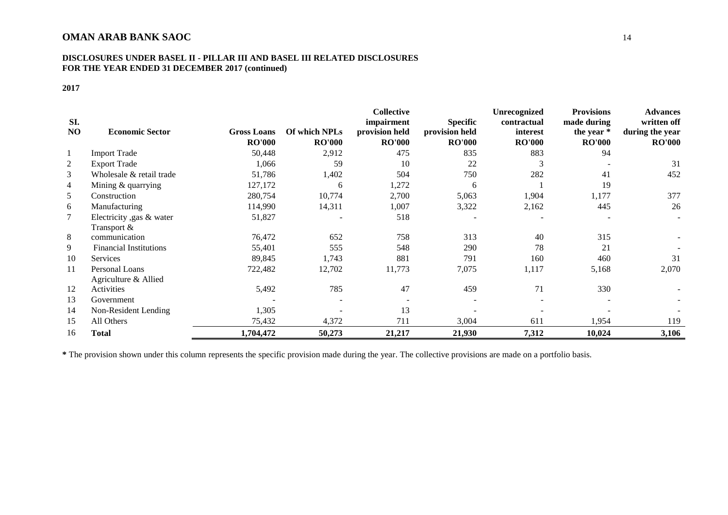## OMAN ARAB BANK SAOC

### DISCLOSURES UNDER BASEL II - PILLAR III AND BASEL III RELATED DISCLOSURES FOR THE YEAR ENDED 31 DECEMBER 2017 (continued)

**2017**

| SI. NO | Economic Sector | Gross Loans RO'000 | Of which NPLs RO'000 | Collective impairment provision held RO'000 | Specific provision held RO'000 | Unrecognized contractual interest RO'000 | Provisions made during the year * RO'000 | Advances written off during the year RO'000 |
|---|---|---|---|---|---|---|---|---|
| 1 | Import Trade | 50,448 | 2,912 | 475 | 835 | 883 | 94 | |
| 2 | Export Trade | 1,066 | 59 | 10 | 22 | 3 | - | 31 |
| 3 | Wholesale & retail trade | 51,786 | 1,402 | 504 | 750 | 282 | 41 | 452 |
| 4 | Mining & quarrying | 127,172 | 6 | 1,272 | 6 | 1 | 19 | |
| 5 | Construction | 280,754 | 10,774 | 2,700 | 5,063 | 1,904 | 1,177 | 377 |
| 6 | Manufacturing | 114,990 | 14,311 | 1,007 | 3,322 | 2,162 | 445 | 26 |
| 7 | Electricity ,gas & water | 51,827 | - | 518 | - | - | - | - |
| 8 | Transport & communication | 76,472 | 652 | 758 | 313 | 40 | 315 | - |
| 9 | Financial Institutions | 55,401 | 555 | 548 | 290 | 78 | 21 | - |
| 10 | Services | 89,845 | 1,743 | 881 | 791 | 160 | 460 | 31 |
| 11 | Personal Loans | 722,482 | 12,702 | 11,773 | 7,075 | 1,117 | 5,168 | 2,070 |
| 12 | Agriculture & Allied Activities | 5,492 | 785 | 47 | 459 | 71 | 330 | - |
| 13 | Government | - | - | - | - | - | - | - |
| 14 | Non-Resident Lending | 1,305 | - | 13 | - | - | - | - |
| 15 | All Others | 75,432 | 4,372 | 711 | 3,004 | 611 | 1,954 | 119 |
| 16 | **Total** | **1,704,472** | **50,273** | **21,217** | **21,930** | **7,312** | **10,024** | **3,106** |

**\*** The provision shown under this column represents the specific provision made during the year. The collective provisions are made on a portfolio basis.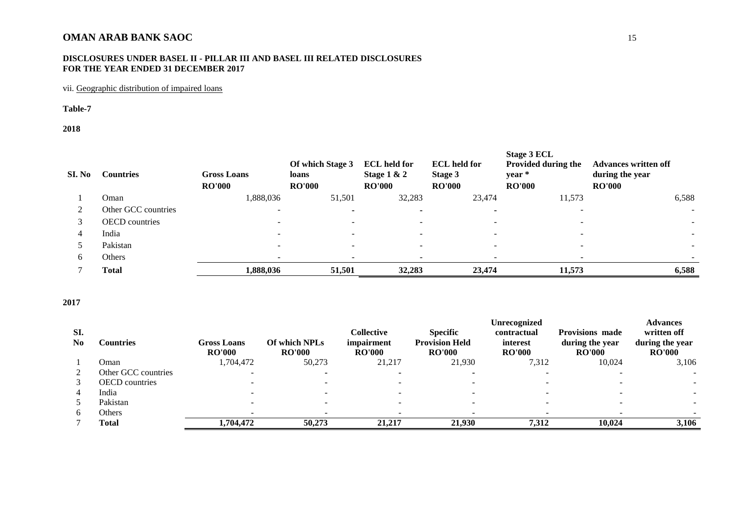# OMAN ARAB BANK SAOC

## DISCLOSURES UNDER BASEL II - PILLAR III AND BASEL III RELATED DISCLOSURES FOR THE YEAR ENDED 31 DECEMBER 2017

vii. Geographic distribution of impaired loans

**Table-7**

**2018**

| SI. No | Countries | Gross Loans | Of which Stage 3 loans | ECL held for Stage 1 & 2 | ECL held for Stage 3 | Stage 3 ECL Provided during the year * | Advances written off during the year |
|---|---|---|---|---|---|---|---|
| | | RO'000 | RO'000 | RO'000 | RO'000 | RO'000 | RO'000 |
| 1 | Oman | 1,888,036 | 51,501 | 32,283 | 23,474 | 11,573 | 6,588 |
| 2 | Other GCC countries | - | - | - | - | - | - |
| 3 | OECD countries | - | - | - | - | - | - |
| 4 | India | - | - | - | - | - | - |
| 5 | Pakistan | - | - | - | - | - | - |
| 6 | Others | - | - | - | - | - | - |
| 7 | **Total** | **1,888,036** | **51,501** | **32,283** | **23,474** | **11,573** | **6,588** |

**2017**

| SI. No | Countries | Gross Loans | Of which NPLs | Collective impairment | Specific Provision Held | Unrecognized contractual interest | Provisions made during the year | Advances written off during the year |
|---|---|---|---|---|---|---|---|---|
| | | RO'000 | RO'000 | RO'000 | RO'000 | RO'000 | RO'000 | RO'000 |
| 1 | Oman | 1,704,472 | 50,273 | 21,217 | 21,930 | 7,312 | 10,024 | 3,106 |
| 2 | Other GCC countries | - | - | - | - | - | - | - |
| 3 | OECD countries | - | - | - | - | - | - | - |
| 4 | India | - | - | - | - | - | - | - |
| 5 | Pakistan | - | - | - | - | - | - | - |
| 6 | Others | - | - | - | - | - | - | - |
| 7 | **Total** | **1,704,472** | **50,273** | **21,217** | **21,930** | **7,312** | **10,024** | **3,106** |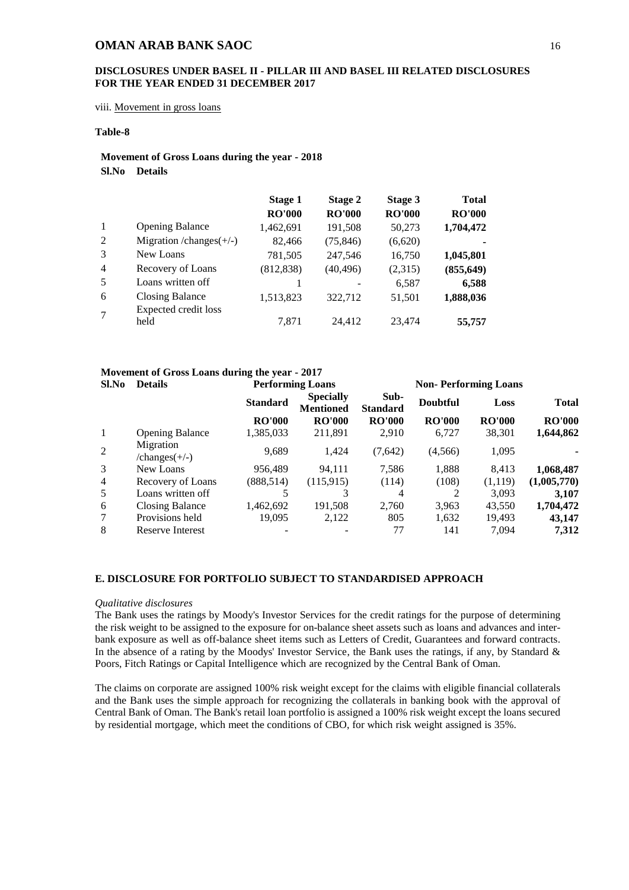**DISCLOSURES UNDER BASEL II - PILLAR III AND BASEL III RELATED DISCLOSURES FOR THE YEAR ENDED 31 DECEMBER 2017**

viii. Movement in gross loans

**Table-8**

**Movement of Gross Loans during the year - 2018**

| Sl.No | Details | Stage 1 | Stage 2 | Stage 3 | Total |
|---|---|---|---|---|---|
| | | RO'000 | RO'000 | RO'000 | RO'000 |
| 1 | Opening Balance | 1,462,691 | 191,508 | 50,273 | **1,704,472** |
| 2 | Migration /changes(+/-) | 82,466 | (75,846) | (6,620) | **-** |
| 3 | New Loans | 781,505 | 247,546 | 16,750 | **1,045,801** |
| 4 | Recovery of Loans | (812,838) | (40,496) | (2,315) | **(855,649)** |
| 5 | Loans written off | 1 | - | 6,587 | **6,588** |
| 6 | Closing Balance | 1,513,823 | 322,712 | 51,501 | **1,888,036** |
| 7 | Expected credit loss held | 7,871 | 24,412 | 23,474 | **55,757** |

**Movement of Gross Loans during the year - 2017**

| Sl.No | Details | Performing Loans | | Non- Performing Loans | | | |
|---|---|---|---|---|---|---|---|
| | | Standard | Specially Mentioned | Sub-Standard | Doubtful | Loss | Total |
| | | RO'000 | RO'000 | RO'000 | RO'000 | RO'000 | RO'000 |
| 1 | Opening Balance | 1,385,033 | 211,891 | 2,910 | 6,727 | 38,301 | **1,644,862** |
| 2 | Migration /changes(+/-) | 9,689 | 1,424 | (7,642) | (4,566) | 1,095 | **-** |
| 3 | New Loans | 956,489 | 94,111 | 7,586 | 1,888 | 8,413 | **1,068,487** |
| 4 | Recovery of Loans | (888,514) | (115,915) | (114) | (108) | (1,119) | **(1,005,770)** |
| 5 | Loans written off | 5 | 3 | 4 | 2 | 3,093 | **3,107** |
| 6 | Closing Balance | 1,462,692 | 191,508 | 2,760 | 3,963 | 43,550 | **1,704,472** |
| 7 | Provisions held | 19,095 | 2,122 | 805 | 1,632 | 19,493 | **43,147** |
| 8 | Reserve Interest | - | - | 77 | 141 | 7,094 | **7,312** |

## E. DISCLOSURE FOR PORTFOLIO SUBJECT TO STANDARDISED APPROACH

*Qualitative disclosures*

The Bank uses the ratings by Moody's Investor Services for the credit ratings for the purpose of determining the risk weight to be assigned to the exposure for on-balance sheet assets such as loans and advances and inter-bank exposure as well as off-balance sheet items such as Letters of Credit, Guarantees and forward contracts. In the absence of a rating by the Moodys' Investor Service, the Bank uses the ratings, if any, by Standard & Poors, Fitch Ratings or Capital Intelligence which are recognized by the Central Bank of Oman.

The claims on corporate are assigned 100% risk weight except for the claims with eligible financial collaterals and the Bank uses the simple approach for recognizing the collaterals in banking book with the approval of Central Bank of Oman. The Bank's retail loan portfolio is assigned a 100% risk weight except the loans secured by residential mortgage, which meet the conditions of CBO, for which risk weight assigned is 35%.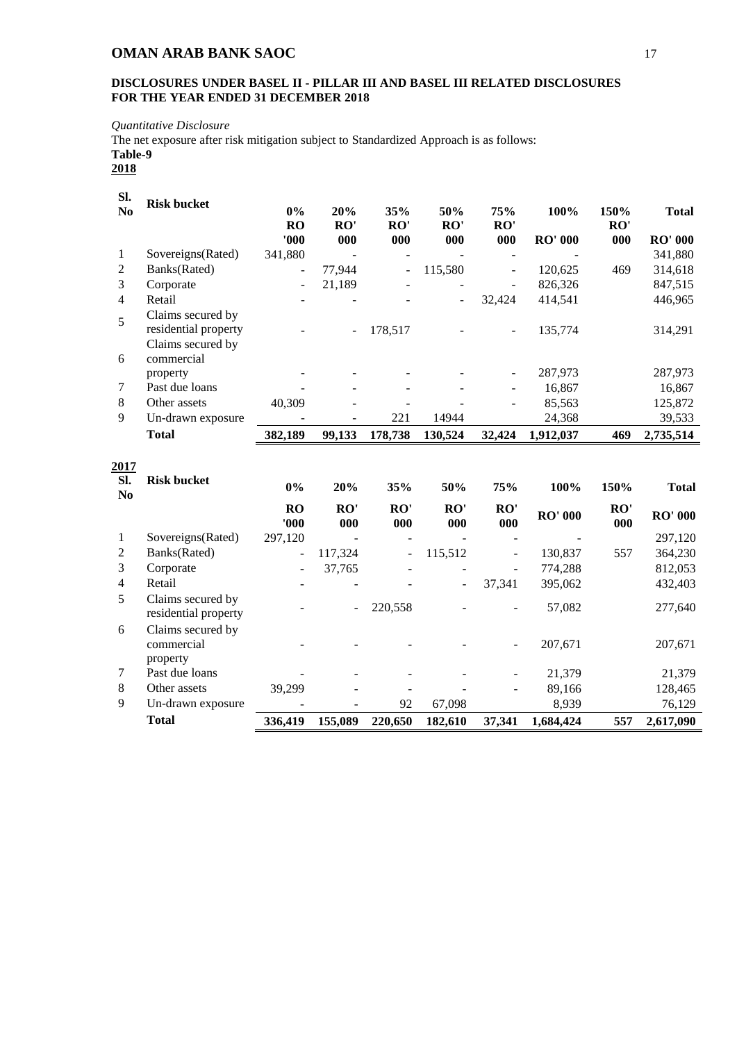## DISCLOSURES UNDER BASEL II - PILLAR III AND BASEL III RELATED DISCLOSURES FOR THE YEAR ENDED 31 DECEMBER 2018

*Quantitative Disclosure*

The net exposure after risk mitigation subject to Standardized Approach is as follows:

**Table-9**

**2018**

| Sl. No | Risk bucket | 0% RO '000 | 20% RO' 000 | 35% RO' 000 | 50% RO' 000 | 75% RO' 000 | 100% RO' 000 | 150% RO' 000 | Total RO' 000 |
|---|---|---|---|---|---|---|---|---|---|
| 1 | Sovereigns(Rated) | 341,880 | - | - | - | - | - | | 341,880 |
| 2 | Banks(Rated) | - | 77,944 | - | 115,580 | - | 120,625 | 469 | 314,618 |
| 3 | Corporate | - | 21,189 | - | - | - | 826,326 | | 847,515 |
| 4 | Retail | - | - | - | - | 32,424 | 414,541 | | 446,965 |
| 5 | Claims secured by residential property | - | - | 178,517 | - | - | 135,774 | | 314,291 |
| 6 | Claims secured by commercial property | - | - | - | - | - | 287,973 | | 287,973 |
| 7 | Past due loans | - | - | - | - | - | 16,867 | | 16,867 |
| 8 | Other assets | 40,309 | - | - | - | - | 85,563 | | 125,872 |
| 9 | Un-drawn exposure | - | - | 221 | 14944 | | 24,368 | | 39,533 |
| | **Total** | **382,189** | **99,133** | **178,738** | **130,524** | **32,424** | **1,912,037** | **469** | **2,735,514** |

**2017**

| Sl. No | Risk bucket | 0% RO '000 | 20% RO' 000 | 35% RO' 000 | 50% RO' 000 | 75% RO' 000 | 100% RO' 000 | 150% RO' 000 | Total RO' 000 |
|---|---|---|---|---|---|---|---|---|---|
| 1 | Sovereigns(Rated) | 297,120 | - | - | - | - | - | | 297,120 |
| 2 | Banks(Rated) | - | 117,324 | - | 115,512 | - | 130,837 | 557 | 364,230 |
| 3 | Corporate | - | 37,765 | - | - | - | 774,288 | | 812,053 |
| 4 | Retail | - | - | - | - | 37,341 | 395,062 | | 432,403 |
| 5 | Claims secured by residential property | - | - | 220,558 | - | - | 57,082 | | 277,640 |
| 6 | Claims secured by commercial property | - | - | - | - | - | 207,671 | | 207,671 |
| 7 | Past due loans | - | - | - | - | - | 21,379 | | 21,379 |
| 8 | Other assets | 39,299 | - | - | - | - | 89,166 | | 128,465 |
| 9 | Un-drawn exposure | - | - | 92 | 67,098 | | 8,939 | | 76,129 |
| | **Total** | **336,419** | **155,089** | **220,650** | **182,610** | **37,341** | **1,684,424** | **557** | **2,617,090** |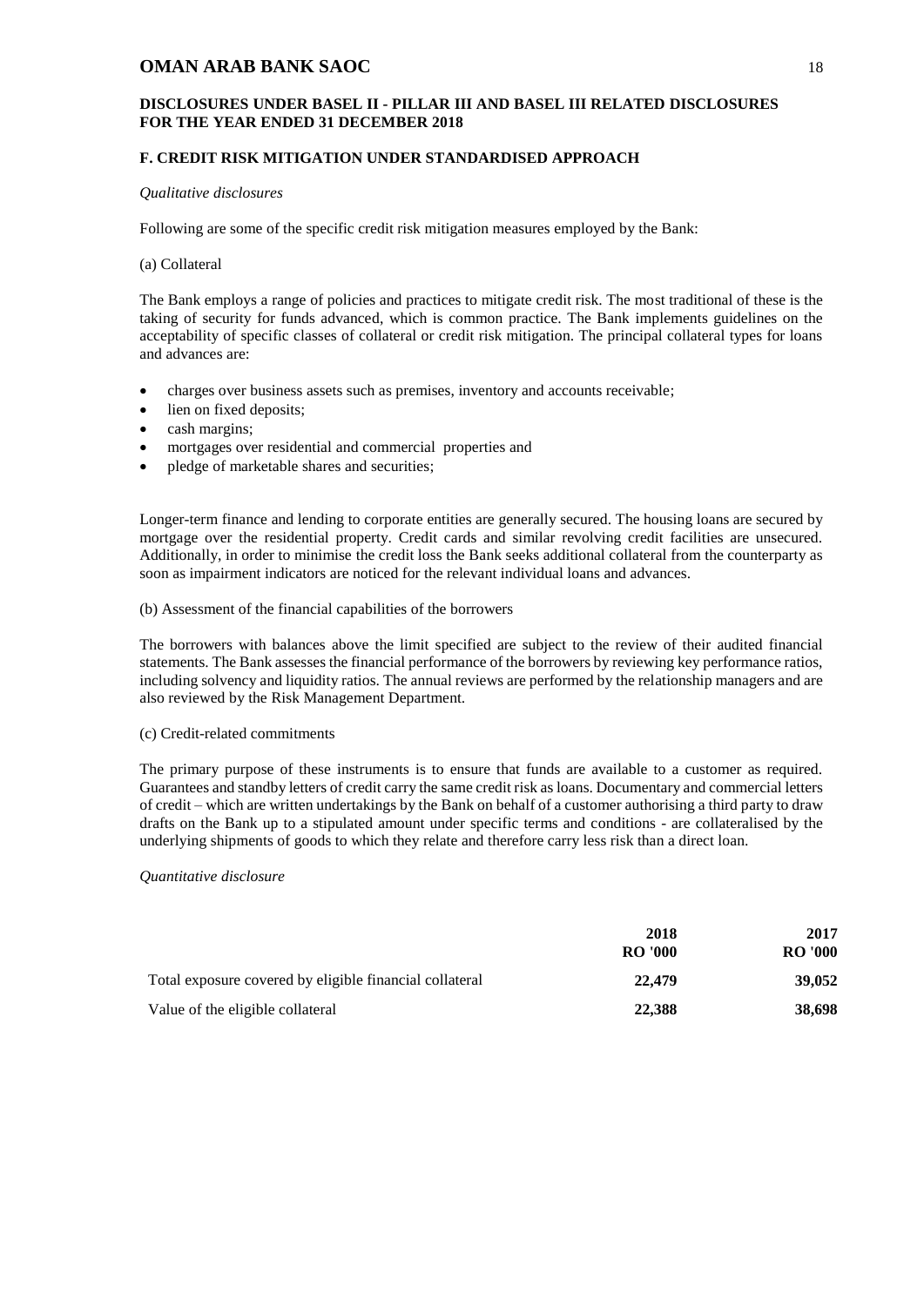## F. CREDIT RISK MITIGATION UNDER STANDARDISED APPROACH

*Qualitative disclosures*

Following are some of the specific credit risk mitigation measures employed by the Bank:

(a) Collateral

The Bank employs a range of policies and practices to mitigate credit risk. The most traditional of these is the taking of security for funds advanced, which is common practice. The Bank implements guidelines on the acceptability of specific classes of collateral or credit risk mitigation. The principal collateral types for loans and advances are:

- charges over business assets such as premises, inventory and accounts receivable;
- lien on fixed deposits;
- cash margins;
- mortgages over residential and commercial properties and
- pledge of marketable shares and securities;

Longer-term finance and lending to corporate entities are generally secured. The housing loans are secured by mortgage over the residential property. Credit cards and similar revolving credit facilities are unsecured. Additionally, in order to minimise the credit loss the Bank seeks additional collateral from the counterparty as soon as impairment indicators are noticed for the relevant individual loans and advances.

(b) Assessment of the financial capabilities of the borrowers

The borrowers with balances above the limit specified are subject to the review of their audited financial statements. The Bank assesses the financial performance of the borrowers by reviewing key performance ratios, including solvency and liquidity ratios. The annual reviews are performed by the relationship managers and are also reviewed by the Risk Management Department.

(c) Credit-related commitments

The primary purpose of these instruments is to ensure that funds are available to a customer as required. Guarantees and standby letters of credit carry the same credit risk as loans. Documentary and commercial letters of credit – which are written undertakings by the Bank on behalf of a customer authorising a third party to draw drafts on the Bank up to a stipulated amount under specific terms and conditions - are collateralised by the underlying shipments of goods to which they relate and therefore carry less risk than a direct loan.

*Quantitative disclosure*

| | **2018**<br>**RO '000** | **2017**<br>**RO '000** |
|---|---|---|
| Total exposure covered by eligible financial collateral | **22,479** | **39,052** |
| Value of the eligible collateral | **22,388** | **38,698** |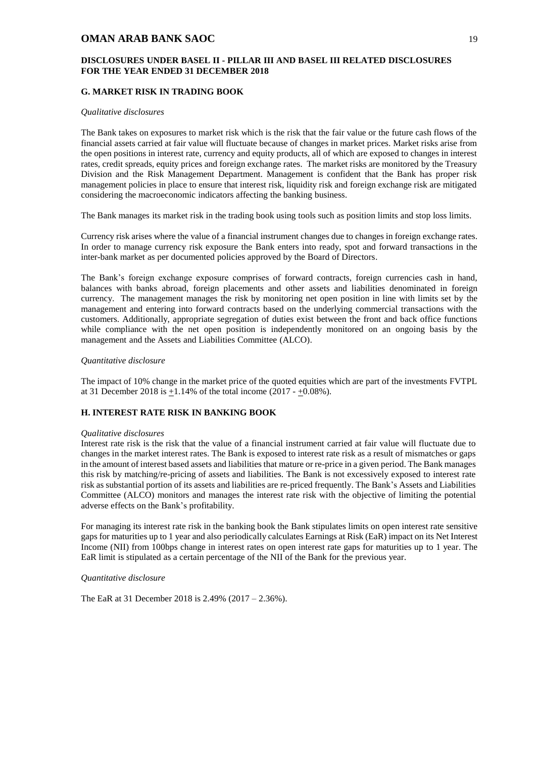## G. MARKET RISK IN TRADING BOOK

*Qualitative disclosures*

The Bank takes on exposures to market risk which is the risk that the fair value or the future cash flows of the financial assets carried at fair value will fluctuate because of changes in market prices. Market risks arise from the open positions in interest rate, currency and equity products, all of which are exposed to changes in interest rates, credit spreads, equity prices and foreign exchange rates. The market risks are monitored by the Treasury Division and the Risk Management Department. Management is confident that the Bank has proper risk management policies in place to ensure that interest risk, liquidity risk and foreign exchange risk are mitigated considering the macroeconomic indicators affecting the banking business.

The Bank manages its market risk in the trading book using tools such as position limits and stop loss limits.

Currency risk arises where the value of a financial instrument changes due to changes in foreign exchange rates. In order to manage currency risk exposure the Bank enters into ready, spot and forward transactions in the inter-bank market as per documented policies approved by the Board of Directors.

The Bank's foreign exchange exposure comprises of forward contracts, foreign currencies cash in hand, balances with banks abroad, foreign placements and other assets and liabilities denominated in foreign currency. The management manages the risk by monitoring net open position in line with limits set by the management and entering into forward contracts based on the underlying commercial transactions with the customers. Additionally, appropriate segregation of duties exist between the front and back office functions while compliance with the net open position is independently monitored on an ongoing basis by the management and the Assets and Liabilities Committee (ALCO).

*Quantitative disclosure*

The impact of 10% change in the market price of the quoted equities which are part of the investments FVTPL at 31 December 2018 is ±1.14% of the total income (2017 - ±0.08%).

## H. INTEREST RATE RISK IN BANKING BOOK

*Qualitative disclosures*

Interest rate risk is the risk that the value of a financial instrument carried at fair value will fluctuate due to changes in the market interest rates. The Bank is exposed to interest rate risk as a result of mismatches or gaps in the amount of interest based assets and liabilities that mature or re-price in a given period. The Bank manages this risk by matching/re-pricing of assets and liabilities. The Bank is not excessively exposed to interest rate risk as substantial portion of its assets and liabilities are re-priced frequently. The Bank's Assets and Liabilities Committee (ALCO) monitors and manages the interest rate risk with the objective of limiting the potential adverse effects on the Bank's profitability.

For managing its interest rate risk in the banking book the Bank stipulates limits on open interest rate sensitive gaps for maturities up to 1 year and also periodically calculates Earnings at Risk (EaR) impact on its Net Interest Income (NII) from 100bps change in interest rates on open interest rate gaps for maturities up to 1 year. The EaR limit is stipulated as a certain percentage of the NII of the Bank for the previous year.

*Quantitative disclosure*

The EaR at 31 December 2018 is 2.49% (2017 – 2.36%).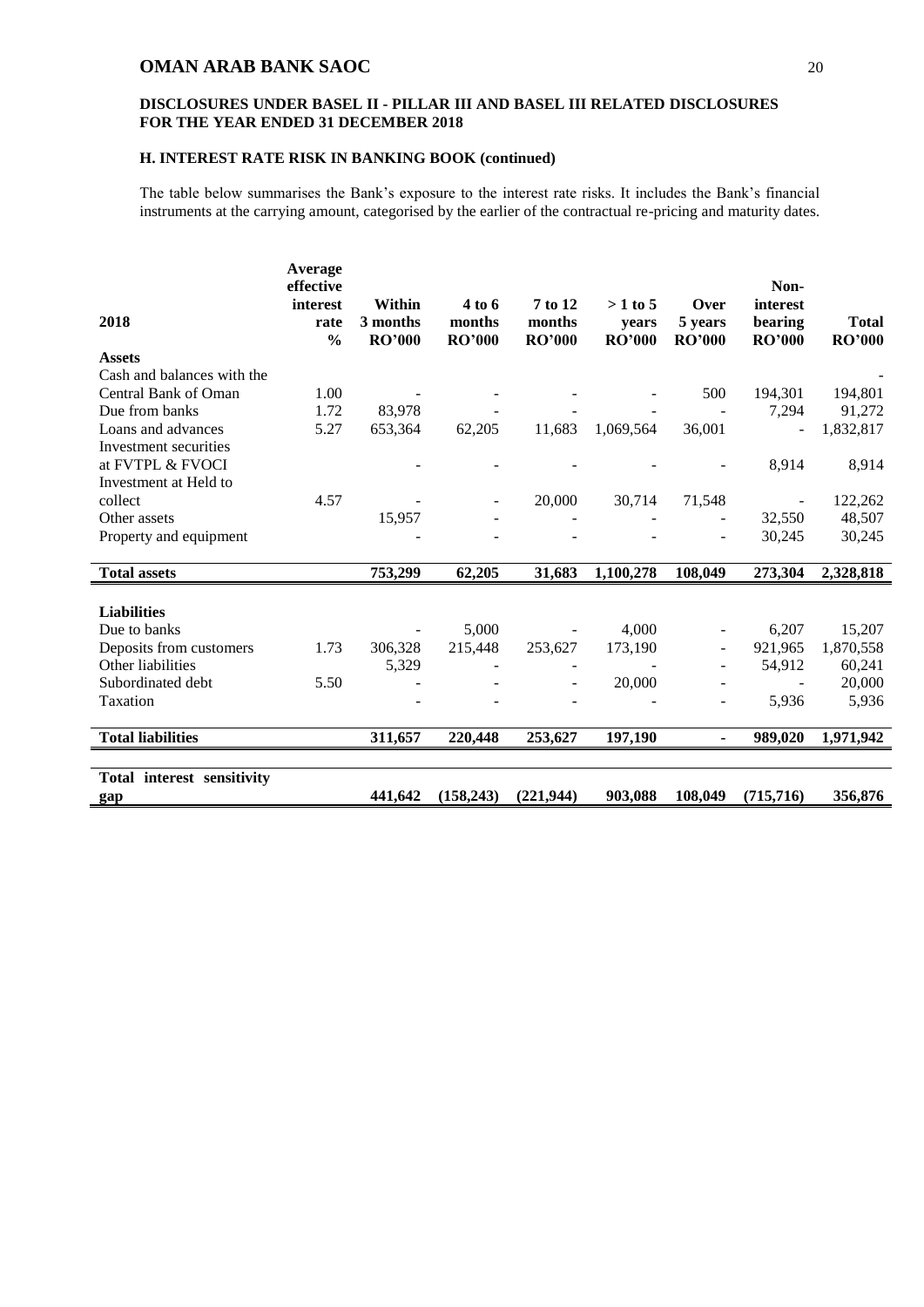**DISCLOSURES UNDER BASEL II - PILLAR III AND BASEL III RELATED DISCLOSURES FOR THE YEAR ENDED 31 DECEMBER 2018**

### H. INTEREST RATE RISK IN BANKING BOOK (continued)

The table below summarises the Bank's exposure to the interest rate risks. It includes the Bank's financial instruments at the carrying amount, categorised by the earlier of the contractual re-pricing and maturity dates.

| 2018 | Average effective interest rate % | Within 3 months RO'000 | 4 to 6 months RO'000 | 7 to 12 months RO'000 | > 1 to 5 years RO'000 | Over 5 years RO'000 | Non-interest bearing RO'000 | Total RO'000 |
|---|---|---|---|---|---|---|---|---|
| **Assets** | | | | | | | | |
| Cash and balances with the Central Bank of Oman | 1.00 | - | - | - | - | 500 | 194,301 | 194,801 |
| Due from banks | 1.72 | 83,978 | - | - | - | - | 7,294 | 91,272 |
| Loans and advances | 5.27 | 653,364 | 62,205 | 11,683 | 1,069,564 | 36,001 | - | 1,832,817 |
| Investment securities at FVTPL & FVOCI | | - | - | - | - | - | 8,914 | 8,914 |
| Investment at Held to collect | 4.57 | - | - | 20,000 | 30,714 | 71,548 | - | 122,262 |
| Other assets | | 15,957 | - | - | - | - | 32,550 | 48,507 |
| Property and equipment | | - | - | - | - | - | 30,245 | 30,245 |
| **Total assets** | | **753,299** | **62,205** | **31,683** | **1,100,278** | **108,049** | **273,304** | **2,328,818** |
| **Liabilities** | | | | | | | | |
| Due to banks | | - | 5,000 | - | 4,000 | - | 6,207 | 15,207 |
| Deposits from customers | 1.73 | 306,328 | 215,448 | 253,627 | 173,190 | - | 921,965 | 1,870,558 |
| Other liabilities | | 5,329 | - | - | - | - | 54,912 | 60,241 |
| Subordinated debt | 5.50 | - | - | - | 20,000 | - | - | 20,000 |
| Taxation | | - | - | - | - | - | 5,936 | 5,936 |
| **Total liabilities** | | **311,657** | **220,448** | **253,627** | **197,190** | **-** | **989,020** | **1,971,942** |
| **Total interest sensitivity gap** | | **441,642** | **(158,243)** | **(221,944)** | **903,088** | **108,049** | **(715,716)** | **356,876** |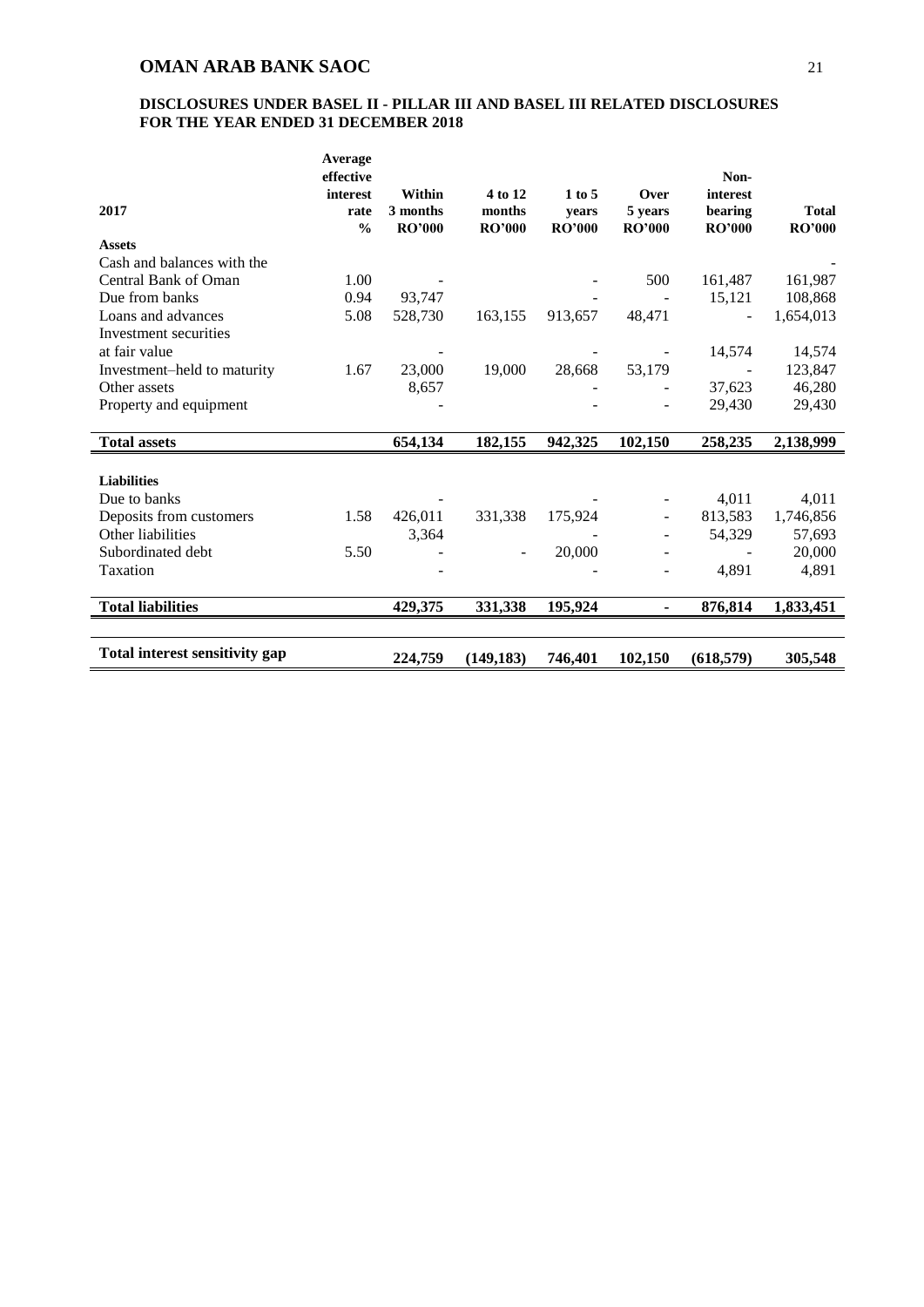## DISCLOSURES UNDER BASEL II - PILLAR III AND BASEL III RELATED DISCLOSURES FOR THE YEAR ENDED 31 DECEMBER 2018

| 2017 | Average effective interest rate % | Within 3 months RO'000 | 4 to 12 months RO'000 | 1 to 5 years RO'000 | Over 5 years RO'000 | Non-interest bearing RO'000 | Total RO'000 |
|---|---|---|---|---|---|---|---|
| **Assets** | | | | | | | |
| Cash and balances with the Central Bank of Oman | 1.00 | - | | - | 500 | 161,487 | 161,987 |
| Due from banks | 0.94 | 93,747 | | - | - | 15,121 | 108,868 |
| Loans and advances | 5.08 | 528,730 | 163,155 | 913,657 | 48,471 | - | 1,654,013 |
| Investment securities at fair value | | - | | - | - | 14,574 | 14,574 |
| Investment–held to maturity | 1.67 | 23,000 | 19,000 | 28,668 | 53,179 | - | 123,847 |
| Other assets | | 8,657 | | - | - | 37,623 | 46,280 |
| Property and equipment | | - | | - | - | 29,430 | 29,430 |
| **Total assets** | | **654,134** | **182,155** | **942,325** | **102,150** | **258,235** | **2,138,999** |
| **Liabilities** | | | | | | | |
| Due to banks | | - | | - | - | 4,011 | 4,011 |
| Deposits from customers | 1.58 | 426,011 | 331,338 | 175,924 | - | 813,583 | 1,746,856 |
| Other liabilities | | 3,364 | | - | - | 54,329 | 57,693 |
| Subordinated debt | 5.50 | - | - | 20,000 | - | - | 20,000 |
| Taxation | | - | | - | - | 4,891 | 4,891 |
| **Total liabilities** | | **429,375** | **331,338** | **195,924** | **-** | **876,814** | **1,833,451** |
| **Total interest sensitivity gap** | | **224,759** | **(149,183)** | **746,401** | **102,150** | **(618,579)** | **305,548** |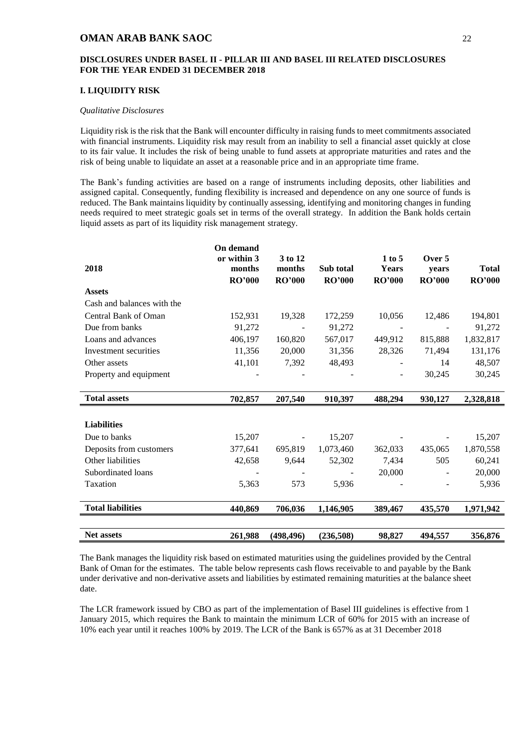## DISCLOSURES UNDER BASEL II - PILLAR III AND BASEL III RELATED DISCLOSURES FOR THE YEAR ENDED 31 DECEMBER 2018

### I. LIQUIDITY RISK

*Qualitative Disclosures*

Liquidity risk is the risk that the Bank will encounter difficulty in raising funds to meet commitments associated with financial instruments. Liquidity risk may result from an inability to sell a financial asset quickly at close to its fair value. It includes the risk of being unable to fund assets at appropriate maturities and rates and the risk of being unable to liquidate an asset at a reasonable price and in an appropriate time frame.

The Bank's funding activities are based on a range of instruments including deposits, other liabilities and assigned capital. Consequently, funding flexibility is increased and dependence on any one source of funds is reduced. The Bank maintains liquidity by continually assessing, identifying and monitoring changes in funding needs required to meet strategic goals set in terms of the overall strategy. In addition the Bank holds certain liquid assets as part of its liquidity risk management strategy.

| 2018 | On demand or within 3 months RO'000 | 3 to 12 months RO'000 | Sub total RO'000 | 1 to 5 Years RO'000 | Over 5 years RO'000 | Total RO'000 |
|---|---|---|---|---|---|---|
| **Assets** | | | | | | |
| Cash and balances with the Central Bank of Oman | 152,931 | 19,328 | 172,259 | 10,056 | 12,486 | 194,801 |
| Due from banks | 91,272 | - | 91,272 | - | - | 91,272 |
| Loans and advances | 406,197 | 160,820 | 567,017 | 449,912 | 815,888 | 1,832,817 |
| Investment securities | 11,356 | 20,000 | 31,356 | 28,326 | 71,494 | 131,176 |
| Other assets | 41,101 | 7,392 | 48,493 | - | 14 | 48,507 |
| Property and equipment | - | - | - | - | 30,245 | 30,245 |
| **Total assets** | **702,857** | **207,540** | **910,397** | **488,294** | **930,127** | **2,328,818** |
| **Liabilities** | | | | | | |
| Due to banks | 15,207 | - | 15,207 | - | - | 15,207 |
| Deposits from customers | 377,641 | 695,819 | 1,073,460 | 362,033 | 435,065 | 1,870,558 |
| Other liabilities | 42,658 | 9,644 | 52,302 | 7,434 | 505 | 60,241 |
| Subordinated loans | - | - | - | 20,000 | - | 20,000 |
| Taxation | 5,363 | 573 | 5,936 | - | - | 5,936 |
| **Total liabilities** | **440,869** | **706,036** | **1,146,905** | **389,467** | **435,570** | **1,971,942** |
| **Net assets** | **261,988** | **(498,496)** | **(236,508)** | **98,827** | **494,557** | **356,876** |

The Bank manages the liquidity risk based on estimated maturities using the guidelines provided by the Central Bank of Oman for the estimates. The table below represents cash flows receivable to and payable by the Bank under derivative and non-derivative assets and liabilities by estimated remaining maturities at the balance sheet date.

The LCR framework issued by CBO as part of the implementation of Basel III guidelines is effective from 1 January 2015, which requires the Bank to maintain the minimum LCR of 60% for 2015 with an increase of 10% each year until it reaches 100% by 2019. The LCR of the Bank is 657% as at 31 December 2018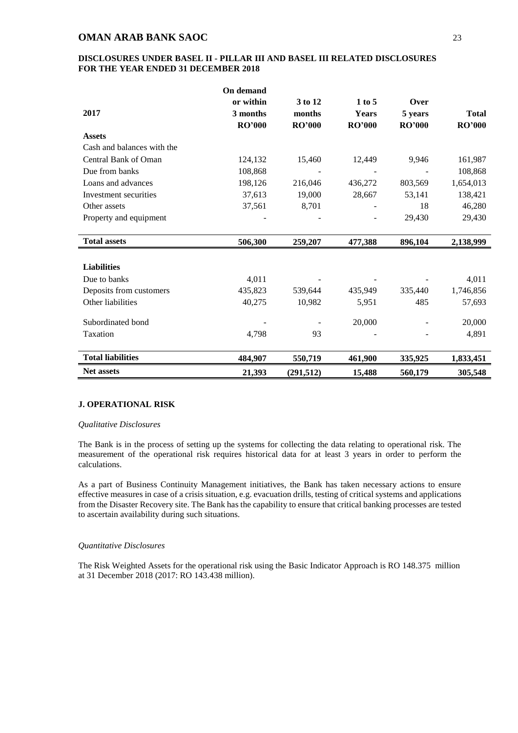## DISCLOSURES UNDER BASEL II - PILLAR III AND BASEL III RELATED DISCLOSURES FOR THE YEAR ENDED 31 DECEMBER 2018

| 2017 | On demand or within 3 months RO'000 | 3 to 12 months RO'000 | 1 to 5 Years RO'000 | Over 5 years RO'000 | Total RO'000 |
|---|---|---|---|---|---|
| **Assets** | | | | | |
| Cash and balances with the Central Bank of Oman | 124,132 | 15,460 | 12,449 | 9,946 | 161,987 |
| Due from banks | 108,868 | - | - | - | 108,868 |
| Loans and advances | 198,126 | 216,046 | 436,272 | 803,569 | 1,654,013 |
| Investment securities | 37,613 | 19,000 | 28,667 | 53,141 | 138,421 |
| Other assets | 37,561 | 8,701 | - | 18 | 46,280 |
| Property and equipment | - | - | - | 29,430 | 29,430 |
| **Total assets** | **506,300** | **259,207** | **477,388** | **896,104** | **2,138,999** |
| **Liabilities** | | | | | |
| Due to banks | 4,011 | - | - | - | 4,011 |
| Deposits from customers | 435,823 | 539,644 | 435,949 | 335,440 | 1,746,856 |
| Other liabilities | 40,275 | 10,982 | 5,951 | 485 | 57,693 |
| Subordinated bond | - | - | 20,000 | - | 20,000 |
| Taxation | 4,798 | 93 | - | - | 4,891 |
| **Total liabilities** | **484,907** | **550,719** | **461,900** | **335,925** | **1,833,451** |
| **Net assets** | **21,393** | **(291,512)** | **15,488** | **560,179** | **305,548** |

### J. OPERATIONAL RISK

*Qualitative Disclosures*

The Bank is in the process of setting up the systems for collecting the data relating to operational risk. The measurement of the operational risk requires historical data for at least 3 years in order to perform the calculations.

As a part of Business Continuity Management initiatives, the Bank has taken necessary actions to ensure effective measures in case of a crisis situation, e.g. evacuation drills, testing of critical systems and applications from the Disaster Recovery site. The Bank has the capability to ensure that critical banking processes are tested to ascertain availability during such situations.

*Quantitative Disclosures*

The Risk Weighted Assets for the operational risk using the Basic Indicator Approach is RO 148.375 million at 31 December 2018 (2017: RO 143.438 million).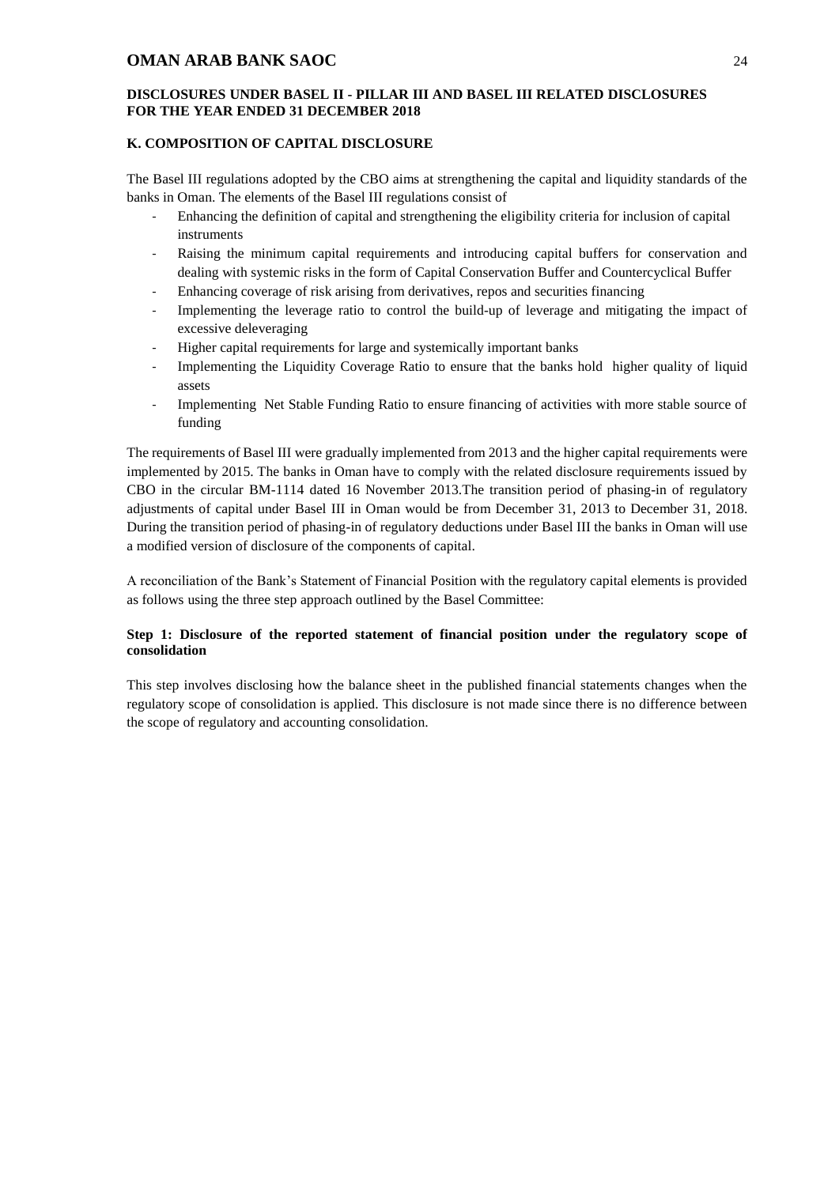**OMAN ARAB BANK SAOC**

**DISCLOSURES UNDER BASEL II - PILLAR III AND BASEL III RELATED DISCLOSURES FOR THE YEAR ENDED 31 DECEMBER 2018**

## K. COMPOSITION OF CAPITAL DISCLOSURE

The Basel III regulations adopted by the CBO aims at strengthening the capital and liquidity standards of the banks in Oman. The elements of the Basel III regulations consist of

- Enhancing the definition of capital and strengthening the eligibility criteria for inclusion of capital instruments
- Raising the minimum capital requirements and introducing capital buffers for conservation and dealing with systemic risks in the form of Capital Conservation Buffer and Countercyclical Buffer
- Enhancing coverage of risk arising from derivatives, repos and securities financing
- Implementing the leverage ratio to control the build-up of leverage and mitigating the impact of excessive deleveraging
- Higher capital requirements for large and systemically important banks
- Implementing the Liquidity Coverage Ratio to ensure that the banks hold higher quality of liquid assets
- Implementing Net Stable Funding Ratio to ensure financing of activities with more stable source of funding

The requirements of Basel III were gradually implemented from 2013 and the higher capital requirements were implemented by 2015. The banks in Oman have to comply with the related disclosure requirements issued by CBO in the circular BM-1114 dated 16 November 2013.The transition period of phasing-in of regulatory adjustments of capital under Basel III in Oman would be from December 31, 2013 to December 31, 2018. During the transition period of phasing-in of regulatory deductions under Basel III the banks in Oman will use a modified version of disclosure of the components of capital.

A reconciliation of the Bank's Statement of Financial Position with the regulatory capital elements is provided as follows using the three step approach outlined by the Basel Committee:

**Step 1: Disclosure of the reported statement of financial position under the regulatory scope of consolidation**

This step involves disclosing how the balance sheet in the published financial statements changes when the regulatory scope of consolidation is applied. This disclosure is not made since there is no difference between the scope of regulatory and accounting consolidation.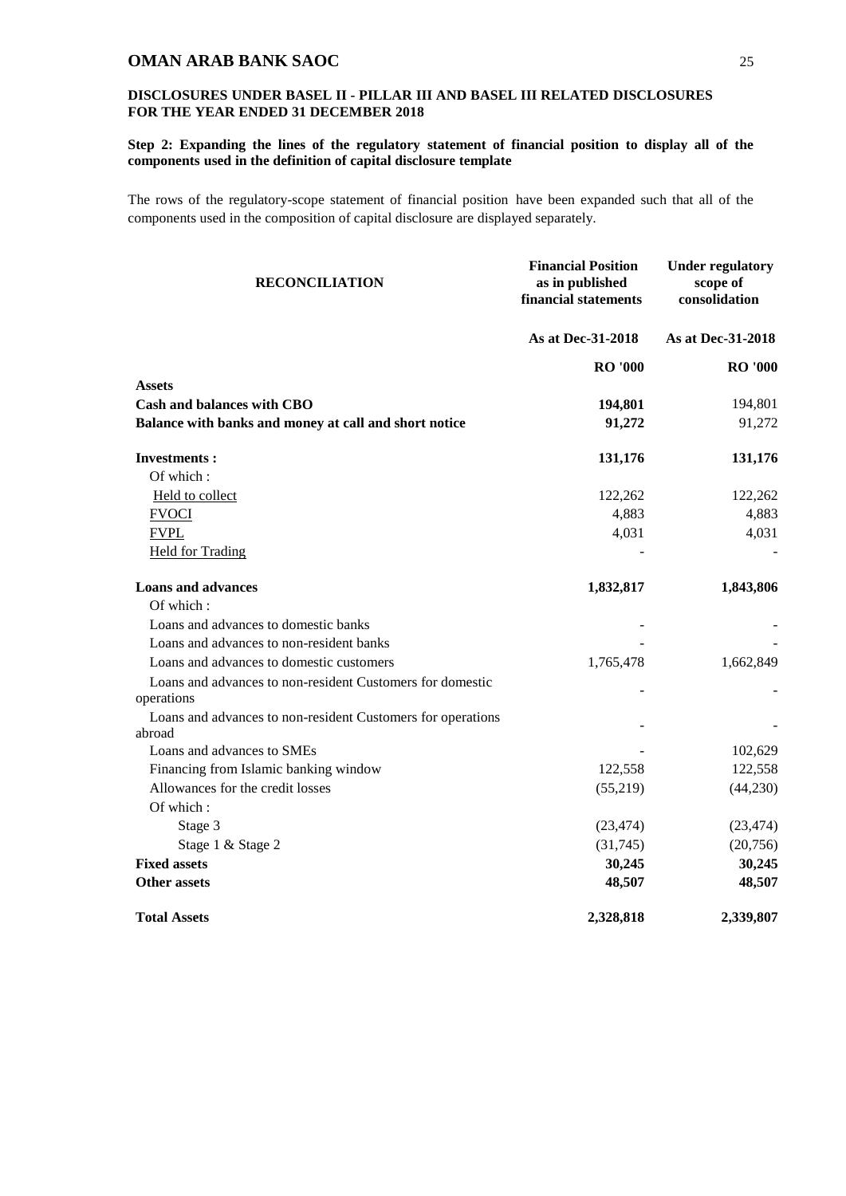# OMAN ARAB BANK SAOC

## DISCLOSURES UNDER BASEL II - PILLAR III AND BASEL III RELATED DISCLOSURES FOR THE YEAR ENDED 31 DECEMBER 2018

### Step 2: Expanding the lines of the regulatory statement of financial position to display all of the components used in the definition of capital disclosure template

The rows of the regulatory-scope statement of financial position have been expanded such that all of the components used in the composition of capital disclosure are displayed separately.

| RECONCILIATION | Financial Position as in published financial statements | Under regulatory scope of consolidation |
|---|---|---|
| | As at Dec-31-2018 | As at Dec-31-2018 |
| | RO '000 | RO '000 |
| **Assets** | | |
| **Cash and balances with CBO** | **194,801** | 194,801 |
| **Balance with banks and money at call and short notice** | **91,272** | 91,272 |
| **Investments :** | **131,176** | **131,176** |
| Of which : | | |
| Held to collect | 122,262 | 122,262 |
| FVOCI | 4,883 | 4,883 |
| FVPL | 4,031 | 4,031 |
| Held for Trading | - | - |
| **Loans and advances** | **1,832,817** | **1,843,806** |
| Of which : | | |
| Loans and advances to domestic banks | - | - |
| Loans and advances to non-resident banks | - | - |
| Loans and advances to domestic customers | 1,765,478 | 1,662,849 |
| Loans and advances to non-resident Customers for domestic operations | - | - |
| Loans and advances to non-resident Customers for operations abroad | - | - |
| Loans and advances to SMEs | - | 102,629 |
| Financing from Islamic banking window | 122,558 | 122,558 |
| Allowances for the credit losses | (55,219) | (44,230) |
| Of which : | | |
| Stage 3 | (23,474) | (23,474) |
| Stage 1 & Stage 2 | (31,745) | (20,756) |
| **Fixed assets** | **30,245** | **30,245** |
| **Other assets** | **48,507** | **48,507** |
| **Total Assets** | **2,328,818** | **2,339,807** |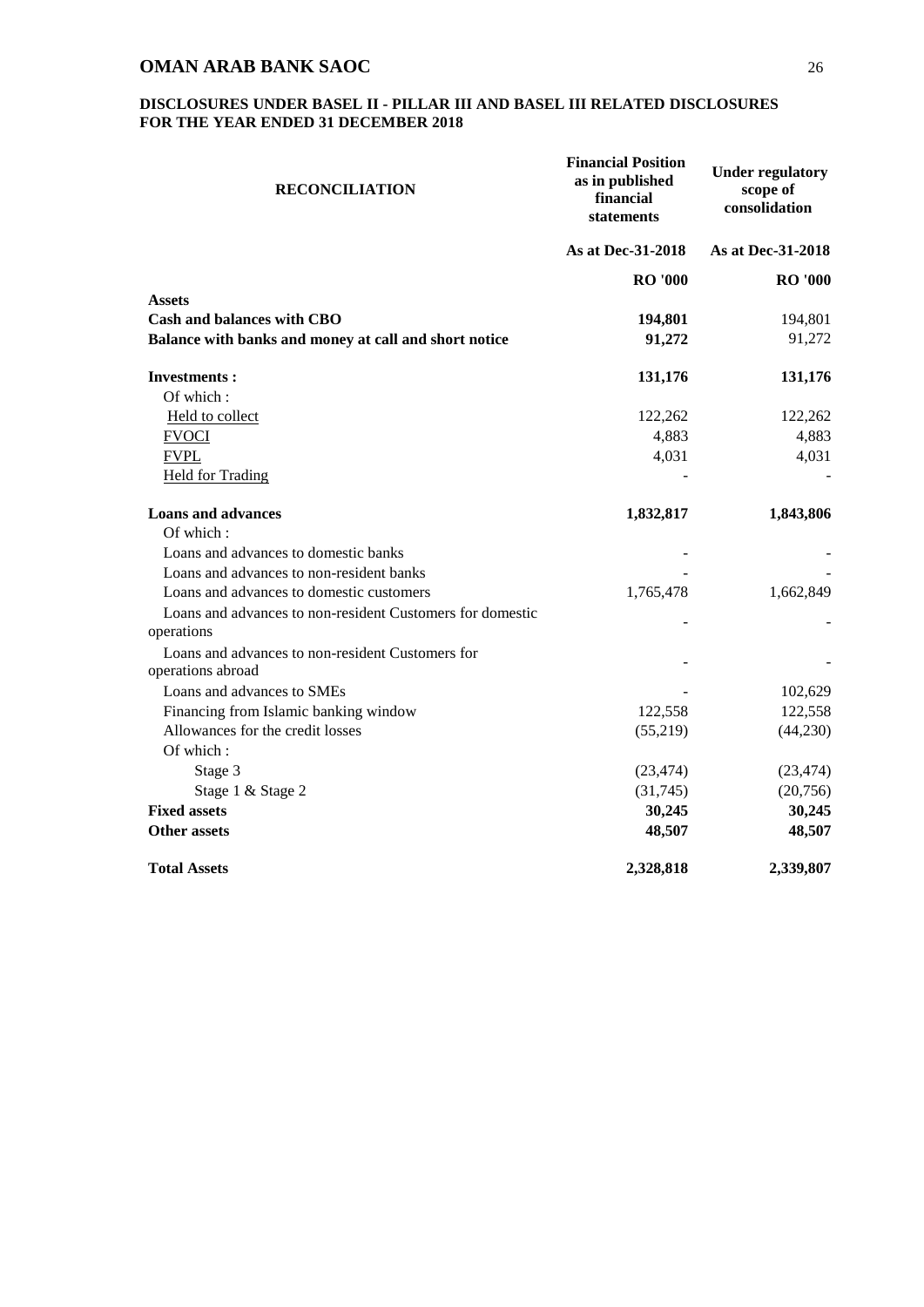**DISCLOSURES UNDER BASEL II - PILLAR III AND BASEL III RELATED DISCLOSURES FOR THE YEAR ENDED 31 DECEMBER 2018**

| RECONCILIATION | Financial Position as in published financial statements | Under regulatory scope of consolidation |
|---|---|---|
| | As at Dec-31-2018 | As at Dec-31-2018 |
| | RO '000 | RO '000 |
| **Assets** | | |
| **Cash and balances with CBO** | **194,801** | 194,801 |
| **Balance with banks and money at call and short notice** | **91,272** | 91,272 |
| **Investments :** | **131,176** | **131,176** |
| Of which : | | |
| Held to collect | 122,262 | 122,262 |
| FVOCI | 4,883 | 4,883 |
| FVPL | 4,031 | 4,031 |
| Held for Trading | - | - |
| **Loans and advances** | **1,832,817** | **1,843,806** |
| Of which : | | |
| Loans and advances to domestic banks | - | - |
| Loans and advances to non-resident banks | - | - |
| Loans and advances to domestic customers | 1,765,478 | 1,662,849 |
| Loans and advances to non-resident Customers for domestic operations | - | - |
| Loans and advances to non-resident Customers for operations abroad | - | - |
| Loans and advances to SMEs | - | 102,629 |
| Financing from Islamic banking window | 122,558 | 122,558 |
| Allowances for the credit losses | (55,219) | (44,230) |
| Of which : | | |
| Stage 3 | (23,474) | (23,474) |
| Stage 1 & Stage 2 | (31,745) | (20,756) |
| **Fixed assets** | **30,245** | **30,245** |
| **Other assets** | **48,507** | **48,507** |
| **Total Assets** | **2,328,818** | **2,339,807** |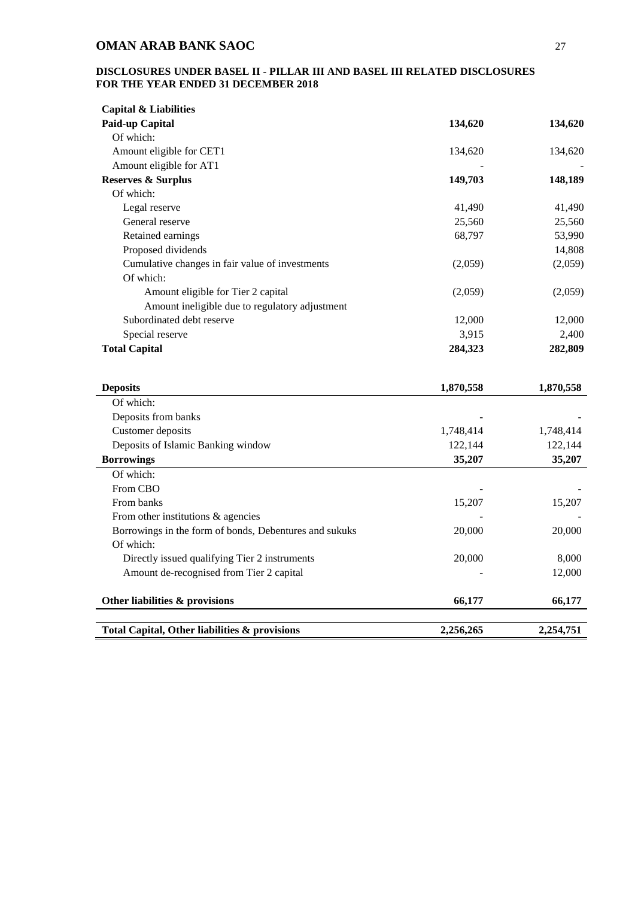# DISCLOSURES UNDER BASEL II - PILLAR III AND BASEL III RELATED DISCLOSURES FOR THE YEAR ENDED 31 DECEMBER 2018

| Capital & Liabilities | | |
|---|---|---|
| **Paid-up Capital** | **134,620** | **134,620** |
| Of which: | | |
| Amount eligible for CET1 | 134,620 | 134,620 |
| Amount eligible for AT1 | - | - |
| **Reserves & Surplus** | **149,703** | **148,189** |
| Of which: | | |
| Legal reserve | 41,490 | 41,490 |
| General reserve | 25,560 | 25,560 |
| Retained earnings | 68,797 | 53,990 |
| Proposed dividends | | 14,808 |
| Cumulative changes in fair value of investments | (2,059) | (2,059) |
| Of which: | | |
| Amount eligible for Tier 2 capital | (2,059) | (2,059) |
| Amount ineligible due to regulatory adjustment | | |
| Subordinated debt reserve | 12,000 | 12,000 |
| Special reserve | 3,915 | 2,400 |
| **Total Capital** | **284,323** | **282,809** |
| | | |
| **Deposits** | **1,870,558** | **1,870,558** |
| Of which: | | |
| Deposits from banks | - | - |
| Customer deposits | 1,748,414 | 1,748,414 |
| Deposits of Islamic Banking window | 122,144 | 122,144 |
| **Borrowings** | **35,207** | **35,207** |
| Of which: | | |
| From CBO | - | - |
| From banks | 15,207 | 15,207 |
| From other institutions & agencies | - | - |
| Borrowings in the form of bonds, Debentures and sukuks | 20,000 | 20,000 |
| Of which: | | |
| Directly issued qualifying Tier 2 instruments | 20,000 | 8,000 |
| Amount de-recognised from Tier 2 capital | - | 12,000 |
| | | |
| **Other liabilities & provisions** | **66,177** | **66,177** |
| | | |
| **Total Capital, Other liabilities & provisions** | **2,256,265** | **2,254,751** |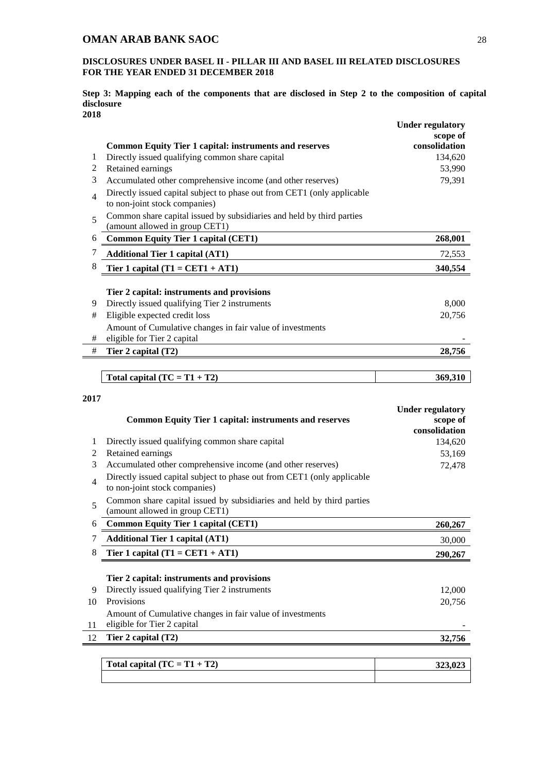**DISCLOSURES UNDER BASEL II - PILLAR III AND BASEL III RELATED DISCLOSURES FOR THE YEAR ENDED 31 DECEMBER 2018**

**Step 3: Mapping each of the components that are disclosed in Step 2 to the composition of capital disclosure**

**2018**

| | **Common Equity Tier 1 capital: instruments and reserves** | **Under regulatory scope of consolidation** |
|---|---|---|
| 1 | Directly issued qualifying common share capital | 134,620 |
| 2 | Retained earnings | 53,990 |
| 3 | Accumulated other comprehensive income (and other reserves) | 79,391 |
| 4 | Directly issued capital subject to phase out from CET1 (only applicable to non-joint stock companies) | |
| 5 | Common share capital issued by subsidiaries and held by third parties (amount allowed in group CET1) | |
| 6 | **Common Equity Tier 1 capital (CET1)** | **268,001** |
| 7 | **Additional Tier 1 capital (AT1)** | 72,553 |
| 8 | **Tier 1 capital (T1 = CET1 + AT1)** | **340,554** |
| | **Tier 2 capital: instruments and provisions** | |
| 9 | Directly issued qualifying Tier 2 instruments | 8,000 |
| # | Eligible expected credit loss | 20,756 |
| # | Amount of Cumulative changes in fair value of investments eligible for Tier 2 capital | - |
| # | **Tier 2 capital (T2)** | **28,756** |
| | **Total capital (TC = T1 + T2)** | **369,310** |

**2017**

| | **Common Equity Tier 1 capital: instruments and reserves** | **Under regulatory scope of consolidation** |
|---|---|---|
| 1 | Directly issued qualifying common share capital | 134,620 |
| 2 | Retained earnings | 53,169 |
| 3 | Accumulated other comprehensive income (and other reserves) | 72,478 |
| 4 | Directly issued capital subject to phase out from CET1 (only applicable to non-joint stock companies) | |
| 5 | Common share capital issued by subsidiaries and held by third parties (amount allowed in group CET1) | |
| 6 | **Common Equity Tier 1 capital (CET1)** | **260,267** |
| 7 | **Additional Tier 1 capital (AT1)** | 30,000 |
| 8 | **Tier 1 capital (T1 = CET1 + AT1)** | **290,267** |
| | **Tier 2 capital: instruments and provisions** | |
| 9 | Directly issued qualifying Tier 2 instruments | 12,000 |
| 10 | Provisions | 20,756 |
| 11 | Amount of Cumulative changes in fair value of investments eligible for Tier 2 capital | - |
| 12 | **Tier 2 capital (T2)** | **32,756** |
| | **Total capital (TC = T1 + T2)** | **323,023** |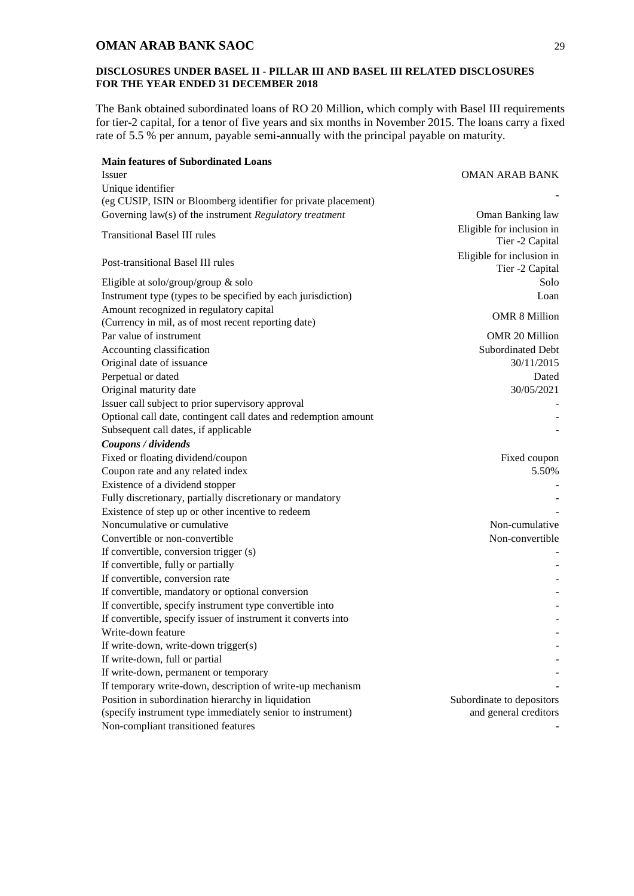**DISCLOSURES UNDER BASEL II - PILLAR III AND BASEL III RELATED DISCLOSURES FOR THE YEAR ENDED 31 DECEMBER 2018**

The Bank obtained subordinated loans of RO 20 Million, which comply with Basel III requirements for tier-2 capital, for a tenor of five years and six months in November 2015. The loans carry a fixed rate of 5.5 % per annum, payable semi-annually with the principal payable on maturity.

| **Main features of Subordinated Loans** | |
|---|---|
| Issuer | OMAN ARAB BANK |
| Unique identifier (eg CUSIP, ISIN or Bloomberg identifier for private placement) | - |
| Governing law(s) of the instrument *Regulatory treatment* | Oman Banking law |
| Transitional Basel III rules | Eligible for inclusion in Tier -2 Capital |
| Post-transitional Basel III rules | Eligible for inclusion in Tier -2 Capital |
| Eligible at solo/group/group & solo | Solo |
| Instrument type (types to be specified by each jurisdiction) | Loan |
| Amount recognized in regulatory capital (Currency in mil, as of most recent reporting date) | OMR 8 Million |
| Par value of instrument | OMR 20 Million |
| Accounting classification | Subordinated Debt |
| Original date of issuance | 30/11/2015 |
| Perpetual or dated | Dated |
| Original maturity date | 30/05/2021 |
| Issuer call subject to prior supervisory approval | - |
| Optional call date, contingent call dates and redemption amount | - |
| Subsequent call dates, if applicable | - |
| ***Coupons / dividends*** | |
| Fixed or floating dividend/coupon | Fixed coupon |
| Coupon rate and any related index | 5.50% |
| Existence of a dividend stopper | - |
| Fully discretionary, partially discretionary or mandatory | - |
| Existence of step up or other incentive to redeem | - |
| Noncumulative or cumulative | Non-cumulative |
| Convertible or non-convertible | Non-convertible |
| If convertible, conversion trigger (s) | - |
| If convertible, fully or partially | - |
| If convertible, conversion rate | - |
| If convertible, mandatory or optional conversion | - |
| If convertible, specify instrument type convertible into | - |
| If convertible, specify issuer of instrument it converts into | - |
| Write-down feature | - |
| If write-down, write-down trigger(s) | - |
| If write-down, full or partial | - |
| If write-down, permanent or temporary | - |
| If temporary write-down, description of write-up mechanism | - |
| Position in subordination hierarchy in liquidation (specify instrument type immediately senior to instrument) | Subordinate to depositors and general creditors |
| Non-compliant transitioned features | - |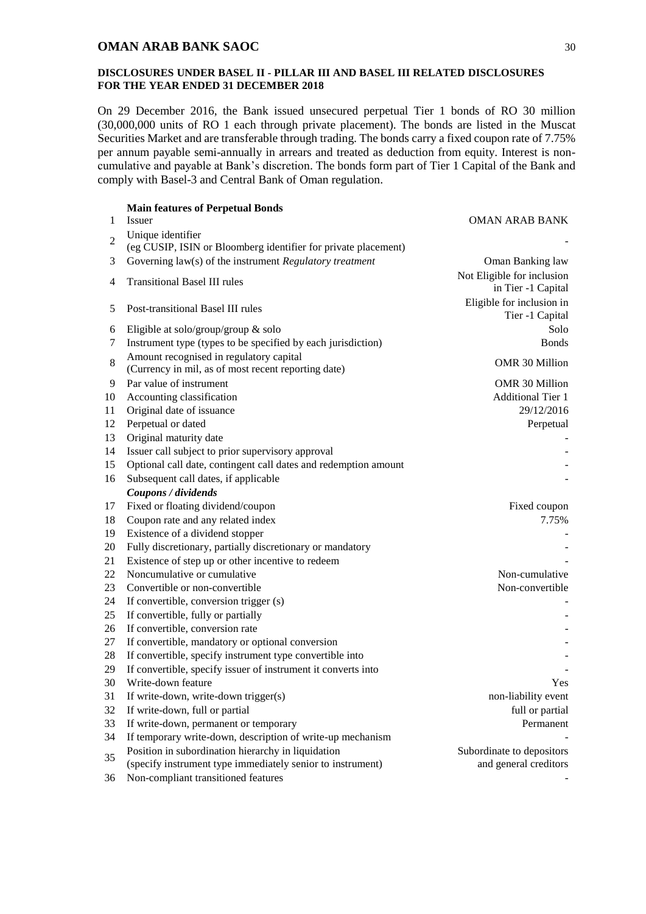## DISCLOSURES UNDER BASEL II - PILLAR III AND BASEL III RELATED DISCLOSURES FOR THE YEAR ENDED 31 DECEMBER 2018

On 29 December 2016, the Bank issued unsecured perpetual Tier 1 bonds of RO 30 million (30,000,000 units of RO 1 each through private placement). The bonds are listed in the Muscat Securities Market and are transferable through trading. The bonds carry a fixed coupon rate of 7.75% per annum payable semi-annually in arrears and treated as deduction from equity. Interest is non-cumulative and payable at Bank's discretion. The bonds form part of Tier 1 Capital of the Bank and comply with Basel-3 and Central Bank of Oman regulation.

| | **Main features of Perpetual Bonds** | |
|---|---|---|
| 1 | Issuer | OMAN ARAB BANK |
| 2 | Unique identifier (eg CUSIP, ISIN or Bloomberg identifier for private placement) | - |
| 3 | Governing law(s) of the instrument *Regulatory treatment* | Oman Banking law |
| 4 | Transitional Basel III rules | Not Eligible for inclusion in Tier -1 Capital |
| 5 | Post-transitional Basel III rules | Eligible for inclusion in Tier -1 Capital |
| 6 | Eligible at solo/group/group & solo | Solo |
| 7 | Instrument type (types to be specified by each jurisdiction) | Bonds |
| 8 | Amount recognised in regulatory capital (Currency in mil, as of most recent reporting date) | OMR 30 Million |
| 9 | Par value of instrument | OMR 30 Million |
| 10 | Accounting classification | Additional Tier 1 |
| 11 | Original date of issuance | 29/12/2016 |
| 12 | Perpetual or dated | Perpetual |
| 13 | Original maturity date | - |
| 14 | Issuer call subject to prior supervisory approval | - |
| 15 | Optional call date, contingent call dates and redemption amount | - |
| 16 | Subsequent call dates, if applicable | - |
| | ***Coupons / dividends*** | |
| 17 | Fixed or floating dividend/coupon | Fixed coupon |
| 18 | Coupon rate and any related index | 7.75% |
| 19 | Existence of a dividend stopper | - |
| 20 | Fully discretionary, partially discretionary or mandatory | - |
| 21 | Existence of step up or other incentive to redeem | - |
| 22 | Noncumulative or cumulative | Non-cumulative |
| 23 | Convertible or non-convertible | Non-convertible |
| 24 | If convertible, conversion trigger (s) | - |
| 25 | If convertible, fully or partially | - |
| 26 | If convertible, conversion rate | - |
| 27 | If convertible, mandatory or optional conversion | - |
| 28 | If convertible, specify instrument type convertible into | - |
| 29 | If convertible, specify issuer of instrument it converts into | - |
| 30 | Write-down feature | Yes |
| 31 | If write-down, write-down trigger(s) | non-liability event |
| 32 | If write-down, full or partial | full or partial |
| 33 | If write-down, permanent or temporary | Permanent |
| 34 | If temporary write-down, description of write-up mechanism | - |
| 35 | Position in subordination hierarchy in liquidation (specify instrument type immediately senior to instrument) | Subordinate to depositors and general creditors |
| 36 | Non-compliant transitioned features | - |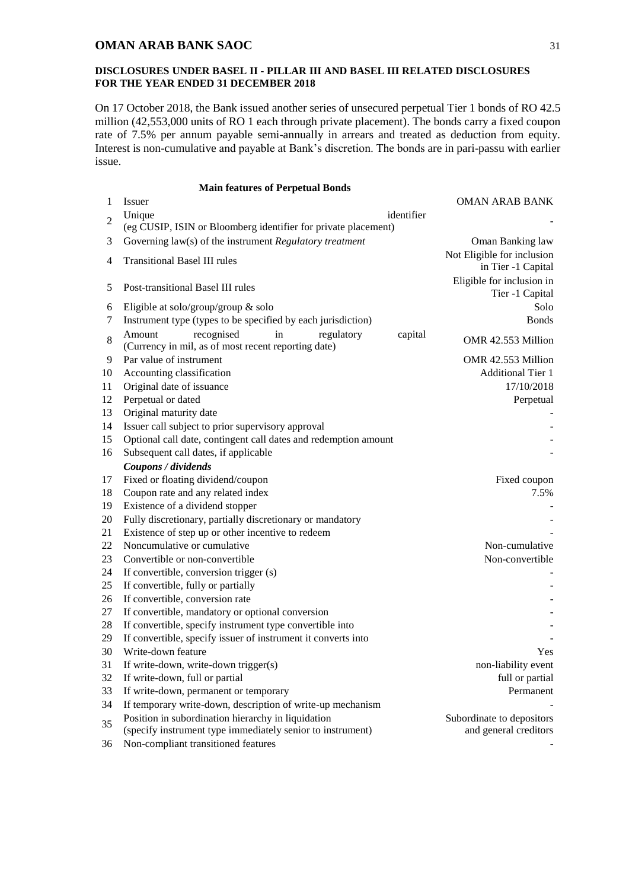**DISCLOSURES UNDER BASEL II - PILLAR III AND BASEL III RELATED DISCLOSURES FOR THE YEAR ENDED 31 DECEMBER 2018**

On 17 October 2018, the Bank issued another series of unsecured perpetual Tier 1 bonds of RO 42.5 million (42,553,000 units of RO 1 each through private placement). The bonds carry a fixed coupon rate of 7.5% per annum payable semi-annually in arrears and treated as deduction from equity. Interest is non-cumulative and payable at Bank's discretion. The bonds are in pari-passu with earlier issue.

**Main features of Perpetual Bonds**

| | | |
|---|---|---|
| 1 | Issuer | OMAN ARAB BANK |
| 2 | Unique identifier (eg CUSIP, ISIN or Bloomberg identifier for private placement) | - |
| 3 | Governing law(s) of the instrument *Regulatory treatment* | Oman Banking law |
| 4 | Transitional Basel III rules | Not Eligible for inclusion in Tier -1 Capital |
| 5 | Post-transitional Basel III rules | Eligible for inclusion in Tier -1 Capital |
| 6 | Eligible at solo/group/group & solo | Solo |
| 7 | Instrument type (types to be specified by each jurisdiction) | Bonds |
| 8 | Amount recognised in regulatory capital (Currency in mil, as of most recent reporting date) | OMR 42.553 Million |
| 9 | Par value of instrument | OMR 42.553 Million |
| 10 | Accounting classification | Additional Tier 1 |
| 11 | Original date of issuance | 17/10/2018 |
| 12 | Perpetual or dated | Perpetual |
| 13 | Original maturity date | - |
| 14 | Issuer call subject to prior supervisory approval | - |
| 15 | Optional call date, contingent call dates and redemption amount | - |
| 16 | Subsequent call dates, if applicable | - |
| | ***Coupons / dividends*** | |
| 17 | Fixed or floating dividend/coupon | Fixed coupon |
| 18 | Coupon rate and any related index | 7.5% |
| 19 | Existence of a dividend stopper | - |
| 20 | Fully discretionary, partially discretionary or mandatory | - |
| 21 | Existence of step up or other incentive to redeem | - |
| 22 | Noncumulative or cumulative | Non-cumulative |
| 23 | Convertible or non-convertible | Non-convertible |
| 24 | If convertible, conversion trigger (s) | - |
| 25 | If convertible, fully or partially | - |
| 26 | If convertible, conversion rate | - |
| 27 | If convertible, mandatory or optional conversion | - |
| 28 | If convertible, specify instrument type convertible into | - |
| 29 | If convertible, specify issuer of instrument it converts into | - |
| 30 | Write-down feature | Yes |
| 31 | If write-down, write-down trigger(s) | non-liability event |
| 32 | If write-down, full or partial | full or partial |
| 33 | If write-down, permanent or temporary | Permanent |
| 34 | If temporary write-down, description of write-up mechanism | - |
| 35 | Position in subordination hierarchy in liquidation (specify instrument type immediately senior to instrument) | Subordinate to depositors and general creditors |
| 36 | Non-compliant transitioned features | - |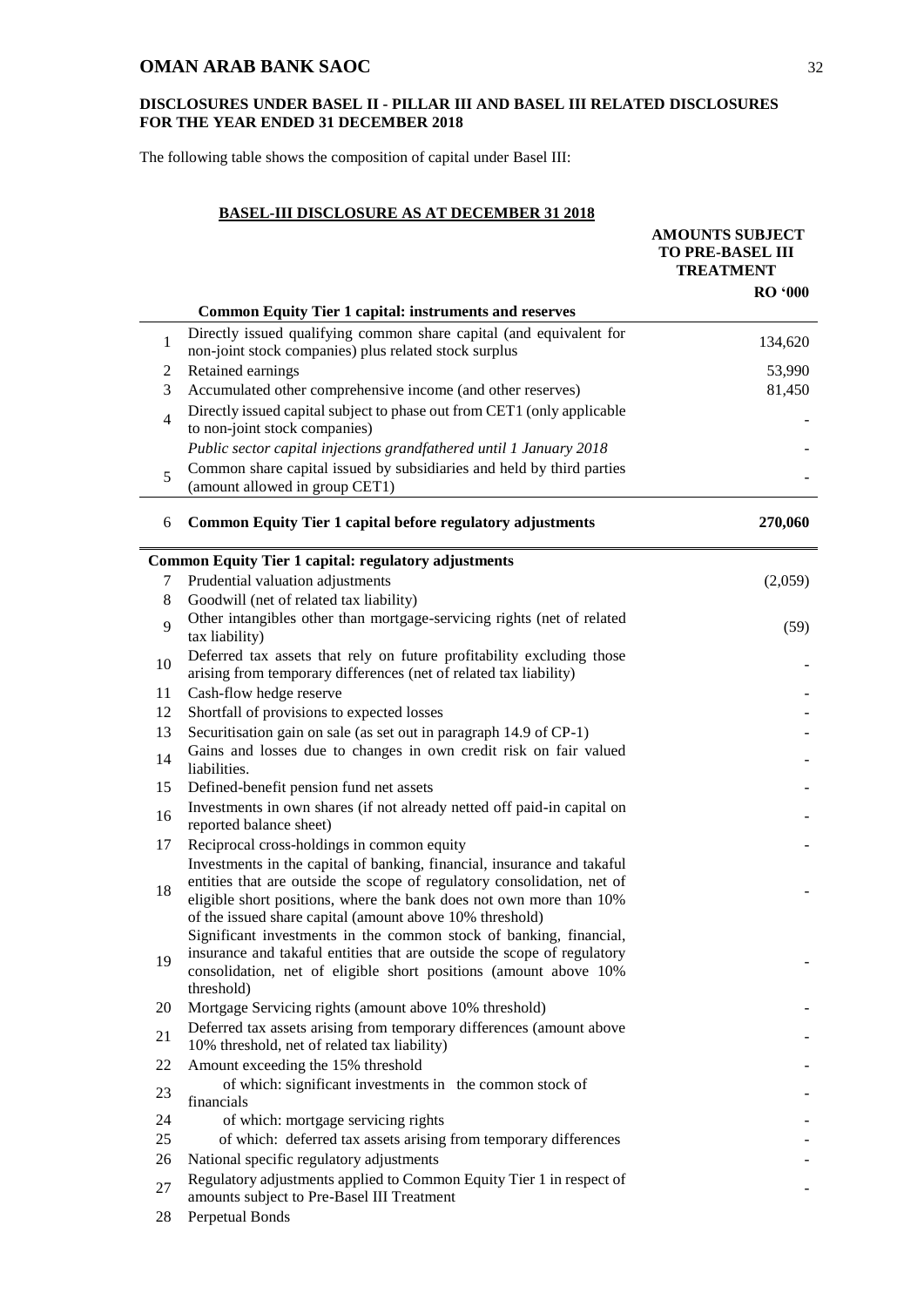**DISCLOSURES UNDER BASEL II - PILLAR III AND BASEL III RELATED DISCLOSURES FOR THE YEAR ENDED 31 DECEMBER 2018**

The following table shows the composition of capital under Basel III:

**BASEL-III DISCLOSURE AS AT DECEMBER 31 2018**

| | | **AMOUNTS SUBJECT TO PRE-BASEL III TREATMENT** |
|---|---|---|
| | | **RO '000** |
| | **Common Equity Tier 1 capital: instruments and reserves** | |
| 1 | Directly issued qualifying common share capital (and equivalent for non-joint stock companies) plus related stock surplus | 134,620 |
| 2 | Retained earnings | 53,990 |
| 3 | Accumulated other comprehensive income (and other reserves) | 81,450 |
| 4 | Directly issued capital subject to phase out from CET1 (only applicable to non-joint stock companies) | - |
| | *Public sector capital injections grandfathered until 1 January 2018* | - |
| 5 | Common share capital issued by subsidiaries and held by third parties (amount allowed in group CET1) | - |
| 6 | **Common Equity Tier 1 capital before regulatory adjustments** | **270,060** |
| | **Common Equity Tier 1 capital: regulatory adjustments** | |
| 7 | Prudential valuation adjustments | (2,059) |
| 8 | Goodwill (net of related tax liability) | |
| 9 | Other intangibles other than mortgage-servicing rights (net of related tax liability) | (59) |
| 10 | Deferred tax assets that rely on future profitability excluding those arising from temporary differences (net of related tax liability) | - |
| 11 | Cash-flow hedge reserve | - |
| 12 | Shortfall of provisions to expected losses | - |
| 13 | Securitisation gain on sale (as set out in paragraph 14.9 of CP-1) | - |
| 14 | Gains and losses due to changes in own credit risk on fair valued liabilities. | - |
| 15 | Defined-benefit pension fund net assets | - |
| 16 | Investments in own shares (if not already netted off paid-in capital on reported balance sheet) | - |
| 17 | Reciprocal cross-holdings in common equity | - |
| 18 | Investments in the capital of banking, financial, insurance and takaful entities that are outside the scope of regulatory consolidation, net of eligible short positions, where the bank does not own more than 10% of the issued share capital (amount above 10% threshold) | - |
| 19 | Significant investments in the common stock of banking, financial, insurance and takaful entities that are outside the scope of regulatory consolidation, net of eligible short positions (amount above 10% threshold) | - |
| 20 | Mortgage Servicing rights (amount above 10% threshold) | - |
| 21 | Deferred tax assets arising from temporary differences (amount above 10% threshold, net of related tax liability) | - |
| 22 | Amount exceeding the 15% threshold | - |
| 23 | of which: significant investments in the common stock of financials | - |
| 24 | of which: mortgage servicing rights | - |
| 25 | of which: deferred tax assets arising from temporary differences | - |
| 26 | National specific regulatory adjustments | - |
| 27 | Regulatory adjustments applied to Common Equity Tier 1 in respect of amounts subject to Pre-Basel III Treatment | - |
| 28 | Perpetual Bonds | |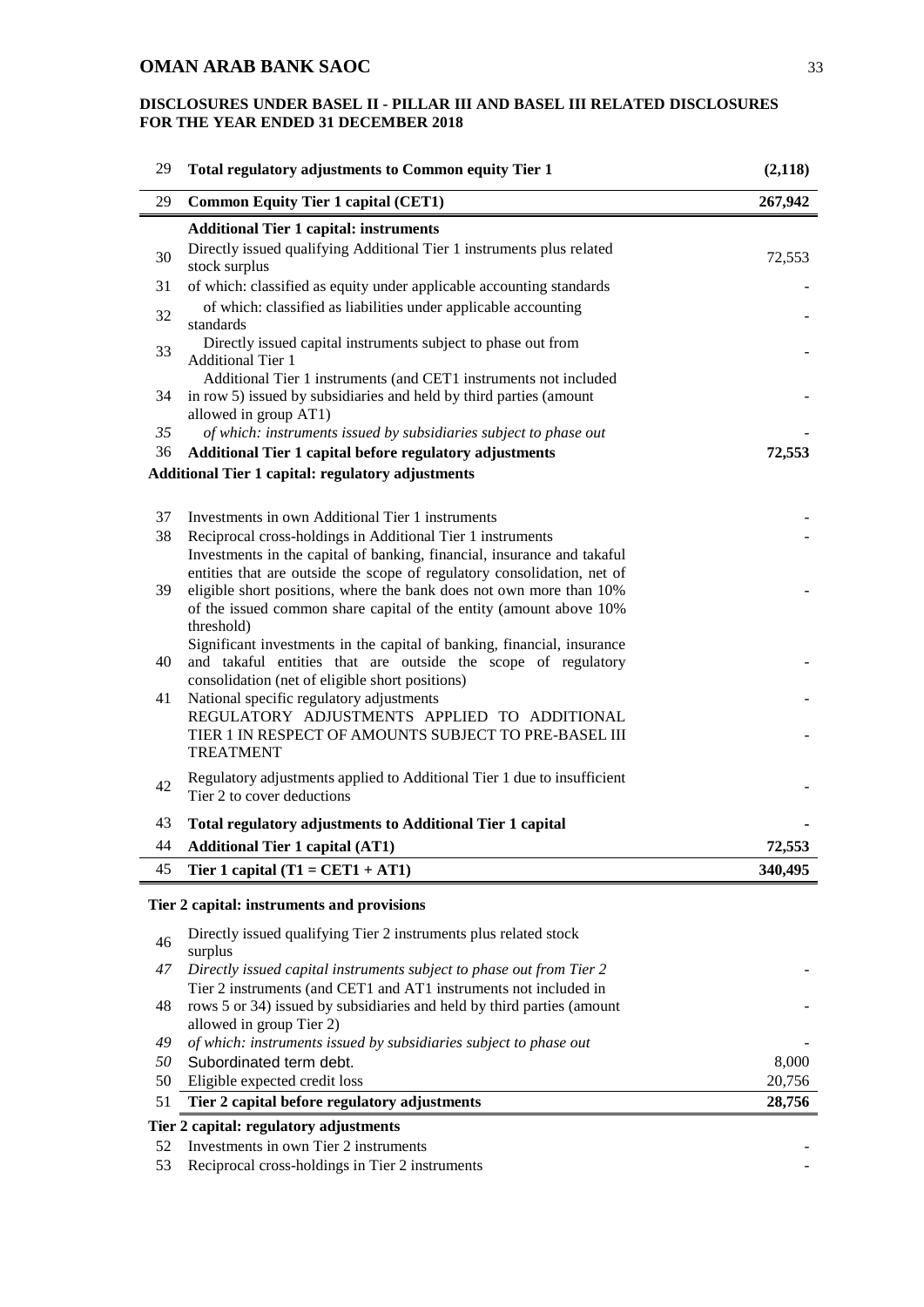# OMAN ARAB BANK SAOC

## DISCLOSURES UNDER BASEL II - PILLAR III AND BASEL III RELATED DISCLOSURES FOR THE YEAR ENDED 31 DECEMBER 2018

| | | |
|---|---|---|
| 29 | **Total regulatory adjustments to Common equity Tier 1** | **(2,118)** |
| 29 | **Common Equity Tier 1 capital (CET1)** | **267,942** |
| | **Additional Tier 1 capital: instruments** | |
| 30 | Directly issued qualifying Additional Tier 1 instruments plus related stock surplus | 72,553 |
| 31 | of which: classified as equity under applicable accounting standards | - |
| 32 | of which: classified as liabilities under applicable accounting standards | - |
| 33 | Directly issued capital instruments subject to phase out from Additional Tier 1 | - |
| 34 | Additional Tier 1 instruments (and CET1 instruments not included in row 5) issued by subsidiaries and held by third parties (amount allowed in group AT1) | - |
| *35* | *of which: instruments issued by subsidiaries subject to phase out* | - |
| 36 | **Additional Tier 1 capital before regulatory adjustments** | **72,553** |
| | **Additional Tier 1 capital: regulatory adjustments** | |
| 37 | Investments in own Additional Tier 1 instruments | - |
| 38 | Reciprocal cross-holdings in Additional Tier 1 instruments | - |
| 39 | Investments in the capital of banking, financial, insurance and takaful entities that are outside the scope of regulatory consolidation, net of eligible short positions, where the bank does not own more than 10% of the issued common share capital of the entity (amount above 10% threshold) | - |
| 40 | Significant investments in the capital of banking, financial, insurance and takaful entities that are outside the scope of regulatory consolidation (net of eligible short positions) | - |
| 41 | National specific regulatory adjustments | - |
| | REGULATORY ADJUSTMENTS APPLIED TO ADDITIONAL TIER 1 IN RESPECT OF AMOUNTS SUBJECT TO PRE-BASEL III TREATMENT | - |
| 42 | Regulatory adjustments applied to Additional Tier 1 due to insufficient Tier 2 to cover deductions | - |
| 43 | **Total regulatory adjustments to Additional Tier 1 capital** | **-** |
| 44 | **Additional Tier 1 capital (AT1)** | **72,553** |
| 45 | **Tier 1 capital (T1 = CET1 + AT1)** | **340,495** |
| | **Tier 2 capital: instruments and provisions** | |
| 46 | Directly issued qualifying Tier 2 instruments plus related stock surplus | |
| *47* | *Directly issued capital instruments subject to phase out from Tier 2* | - |
| 48 | Tier 2 instruments (and CET1 and AT1 instruments not included in rows 5 or 34) issued by subsidiaries and held by third parties (amount allowed in group Tier 2) | - |
| *49* | *of which: instruments issued by subsidiaries subject to phase out* | - |
| *50* | Subordinated term debt. | 8,000 |
| 50 | Eligible expected credit loss | 20,756 |
| 51 | **Tier 2 capital before regulatory adjustments** | **28,756** |
| | **Tier 2 capital: regulatory adjustments** | |
| 52 | Investments in own Tier 2 instruments | - |
| 53 | Reciprocal cross-holdings in Tier 2 instruments | - |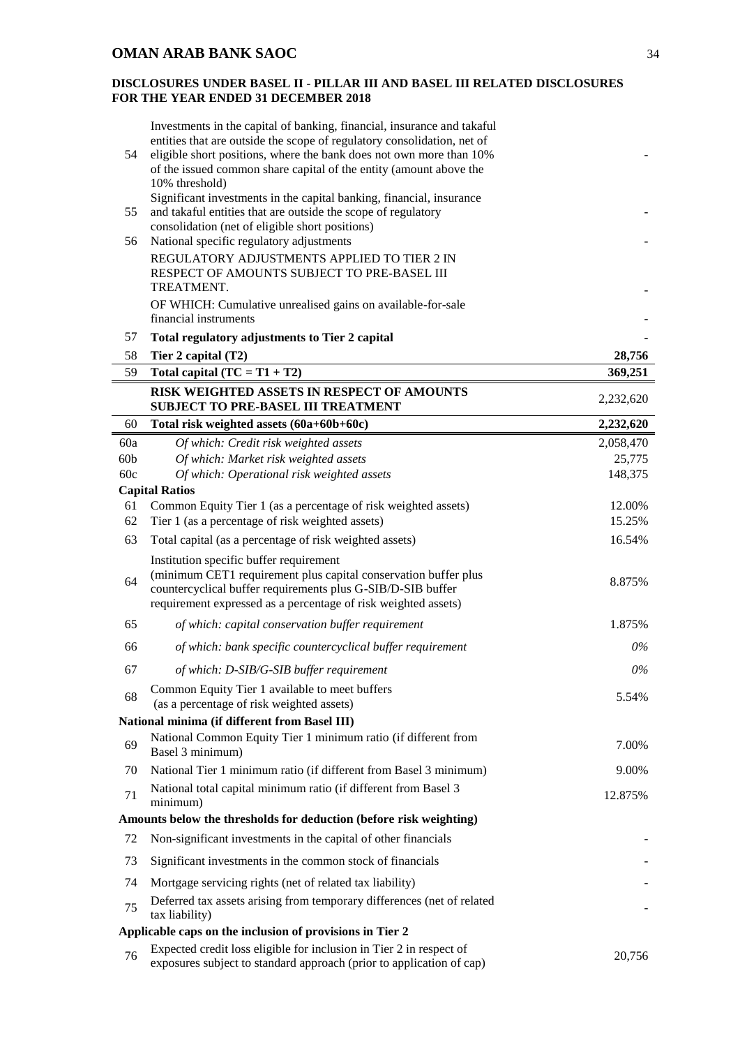**DISCLOSURES UNDER BASEL II - PILLAR III AND BASEL III RELATED DISCLOSURES FOR THE YEAR ENDED 31 DECEMBER 2018**

| | | |
|---|---|---|
| 54 | Investments in the capital of banking, financial, insurance and takaful entities that are outside the scope of regulatory consolidation, net of eligible short positions, where the bank does not own more than 10% of the issued common share capital of the entity (amount above the 10% threshold) | - |
| 55 | Significant investments in the capital banking, financial, insurance and takaful entities that are outside the scope of regulatory consolidation (net of eligible short positions) | - |
| 56 | National specific regulatory adjustments | - |
| | REGULATORY ADJUSTMENTS APPLIED TO TIER 2 IN RESPECT OF AMOUNTS SUBJECT TO PRE-BASEL III TREATMENT. | - |
| | OF WHICH: Cumulative unrealised gains on available-for-sale financial instruments | - |
| 57 | **Total regulatory adjustments to Tier 2 capital** | **-** |
| 58 | **Tier 2 capital (T2)** | **28,756** |
| 59 | **Total capital (TC = T1 + T2)** | **369,251** |
| | **RISK WEIGHTED ASSETS IN RESPECT OF AMOUNTS SUBJECT TO PRE-BASEL III TREATMENT** | 2,232,620 |
| 60 | **Total risk weighted assets (60a+60b+60c)** | **2,232,620** |
| 60a | *Of which: Credit risk weighted assets* | 2,058,470 |
| 60b | *Of which: Market risk weighted assets* | 25,775 |
| 60c | *Of which: Operational risk weighted assets* | 148,375 |
| | **Capital Ratios** | |
| 61 | Common Equity Tier 1 (as a percentage of risk weighted assets) | 12.00% |
| 62 | Tier 1 (as a percentage of risk weighted assets) | 15.25% |
| 63 | Total capital (as a percentage of risk weighted assets) | 16.54% |
| 64 | Institution specific buffer requirement (minimum CET1 requirement plus capital conservation buffer plus countercyclical buffer requirements plus G-SIB/D-SIB buffer requirement expressed as a percentage of risk weighted assets) | 8.875% |
| 65 | *of which: capital conservation buffer requirement* | 1.875% |
| 66 | *of which: bank specific countercyclical buffer requirement* | *0%* |
| 67 | *of which: D-SIB/G-SIB buffer requirement* | *0%* |
| 68 | Common Equity Tier 1 available to meet buffers (as a percentage of risk weighted assets) | 5.54% |
| | **National minima (if different from Basel III)** | |
| 69 | National Common Equity Tier 1 minimum ratio (if different from Basel 3 minimum) | 7.00% |
| 70 | National Tier 1 minimum ratio (if different from Basel 3 minimum) | 9.00% |
| 71 | National total capital minimum ratio (if different from Basel 3 minimum) | 12.875% |
| | **Amounts below the thresholds for deduction (before risk weighting)** | |
| 72 | Non-significant investments in the capital of other financials | - |
| 73 | Significant investments in the common stock of financials | - |
| 74 | Mortgage servicing rights (net of related tax liability) | - |
| 75 | Deferred tax assets arising from temporary differences (net of related tax liability) | - |
| | **Applicable caps on the inclusion of provisions in Tier 2** | |
| 76 | Expected credit loss eligible for inclusion in Tier 2 in respect of exposures subject to standard approach (prior to application of cap) | 20,756 |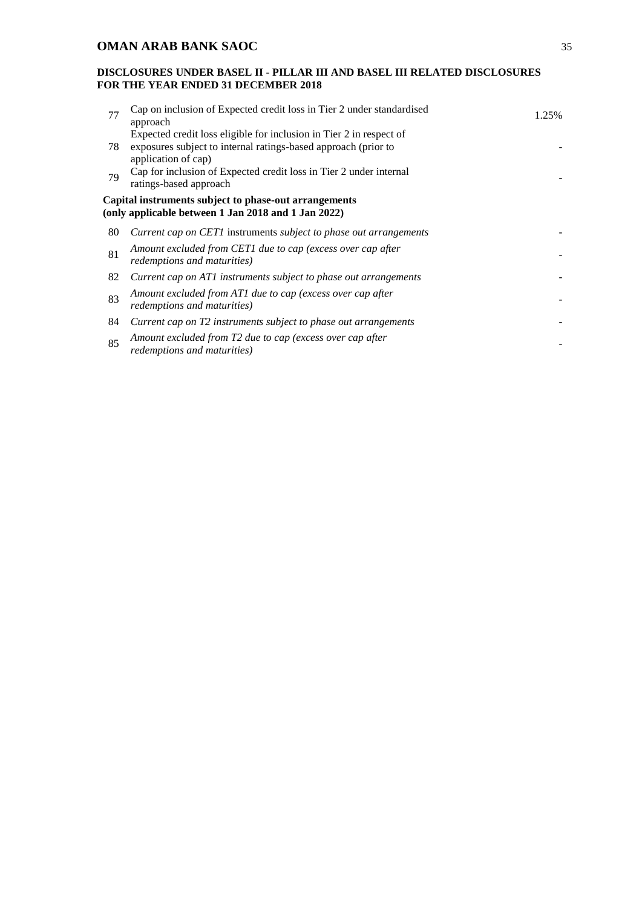| | | |
|---|---|---|
| 77 | Cap on inclusion of Expected credit loss in Tier 2 under standardised approach | 1.25% |
| 78 | Expected credit loss eligible for inclusion in Tier 2 in respect of exposures subject to internal ratings-based approach (prior to application of cap) | - |
| 79 | Cap for inclusion of Expected credit loss in Tier 2 under internal ratings-based approach | - |
| | **Capital instruments subject to phase-out arrangements (only applicable between 1 Jan 2018 and 1 Jan 2022)** | |
| 80 | *Current cap on CET1* instruments *subject to phase out arrangements* | - |
| 81 | *Amount excluded from CET1 due to cap (excess over cap after redemptions and maturities)* | - |
| 82 | *Current cap on AT1 instruments subject to phase out arrangements* | - |
| 83 | *Amount excluded from AT1 due to cap (excess over cap after redemptions and maturities)* | - |
| 84 | *Current cap on T2 instruments subject to phase out arrangements* | - |
| 85 | *Amount excluded from T2 due to cap (excess over cap after redemptions and maturities)* | - |